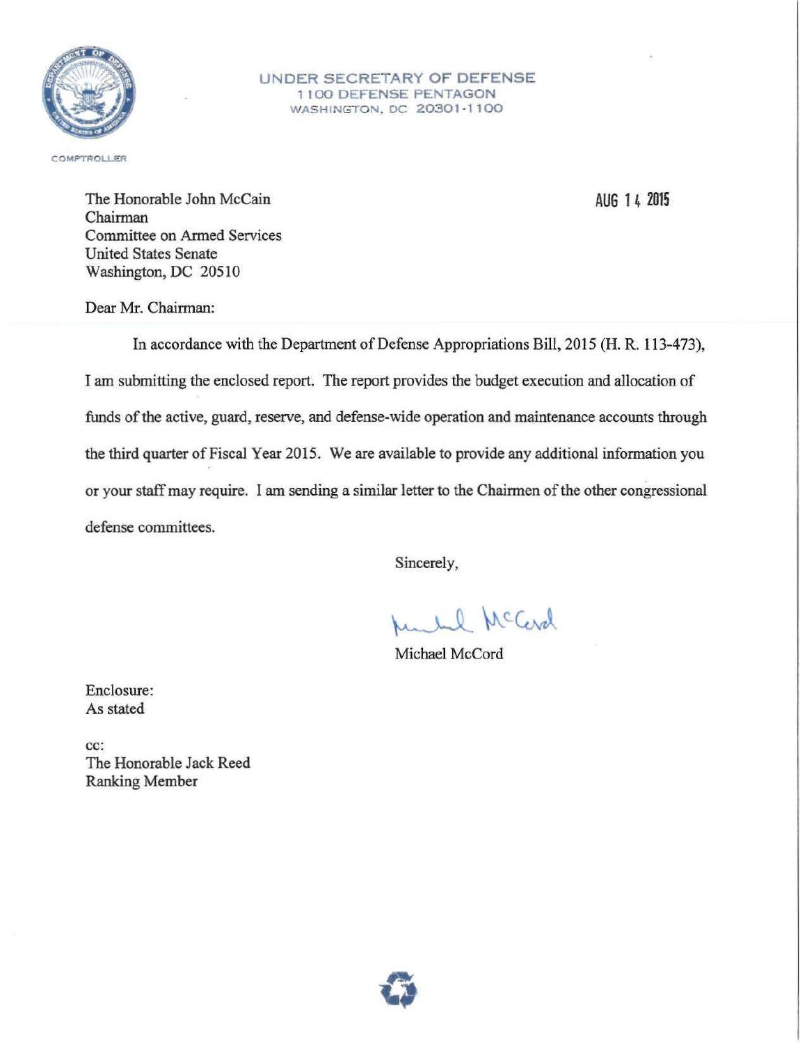UNDER SECRETARY OF DEFENSE
1100 DEFENSE PENTAGON
WASHINGTON, DC 20301-1100

COMPTROLLER

The Honorable John McCain
Chairman
Committee on Armed Services
United States Senate
Washington, DC 20510

AUG 14 2015

Dear Mr. Chairman:

In accordance with the Department of Defense Appropriations Bill, 2015 (H. R. 113-473), I am submitting the enclosed report. The report provides the budget execution and allocation of funds of the active, guard, reserve, and defense-wide operation and maintenance accounts through the third quarter of Fiscal Year 2015. We are available to provide any additional information you or your staff may require. I am sending a similar letter to the Chairmen of the other congressional defense committees.

Sincerely,

Michael McCord

Enclosure:
As stated

cc:
The Honorable Jack Reed
Ranking Member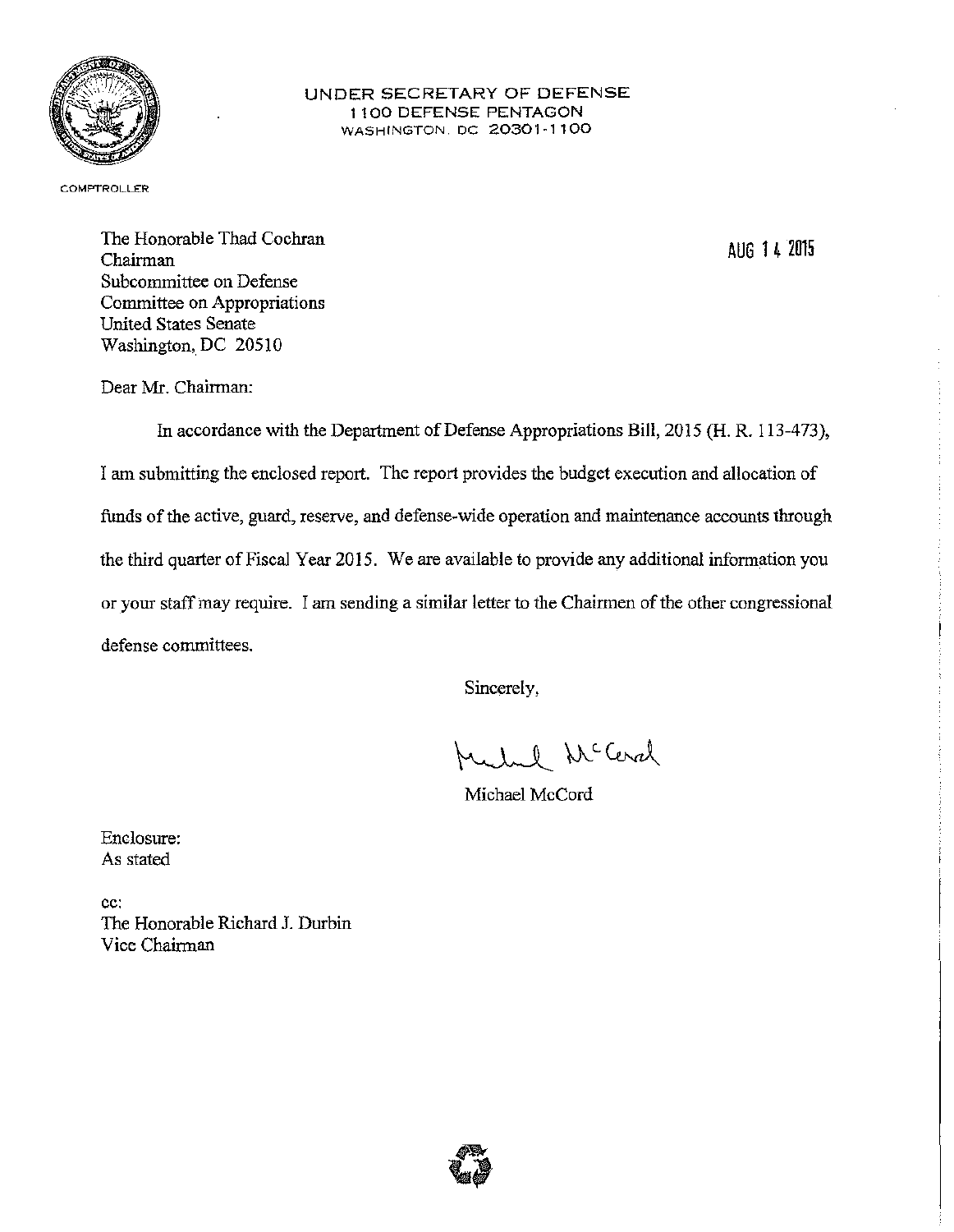UNDER SECRETARY OF DEFENSE
1100 DEFENSE PENTAGON
WASHINGTON, DC 20301-1100

COMPTROLLER

The Honorable Thad Cochran
Chairman
Subcommittee on Defense
Committee on Appropriations
United States Senate
Washington, DC 20510

AUG 14 2015

Dear Mr. Chairman:

In accordance with the Department of Defense Appropriations Bill, 2015 (H. R. 113-473), I am submitting the enclosed report. The report provides the budget execution and allocation of funds of the active, guard, reserve, and defense-wide operation and maintenance accounts through the third quarter of Fiscal Year 2015. We are available to provide any additional information you or your staff may require. I am sending a similar letter to the Chairmen of the other congressional defense committees.

Sincerely,

Michael McCord

Enclosure:
As stated

cc:
The Honorable Richard J. Durbin
Vice Chairman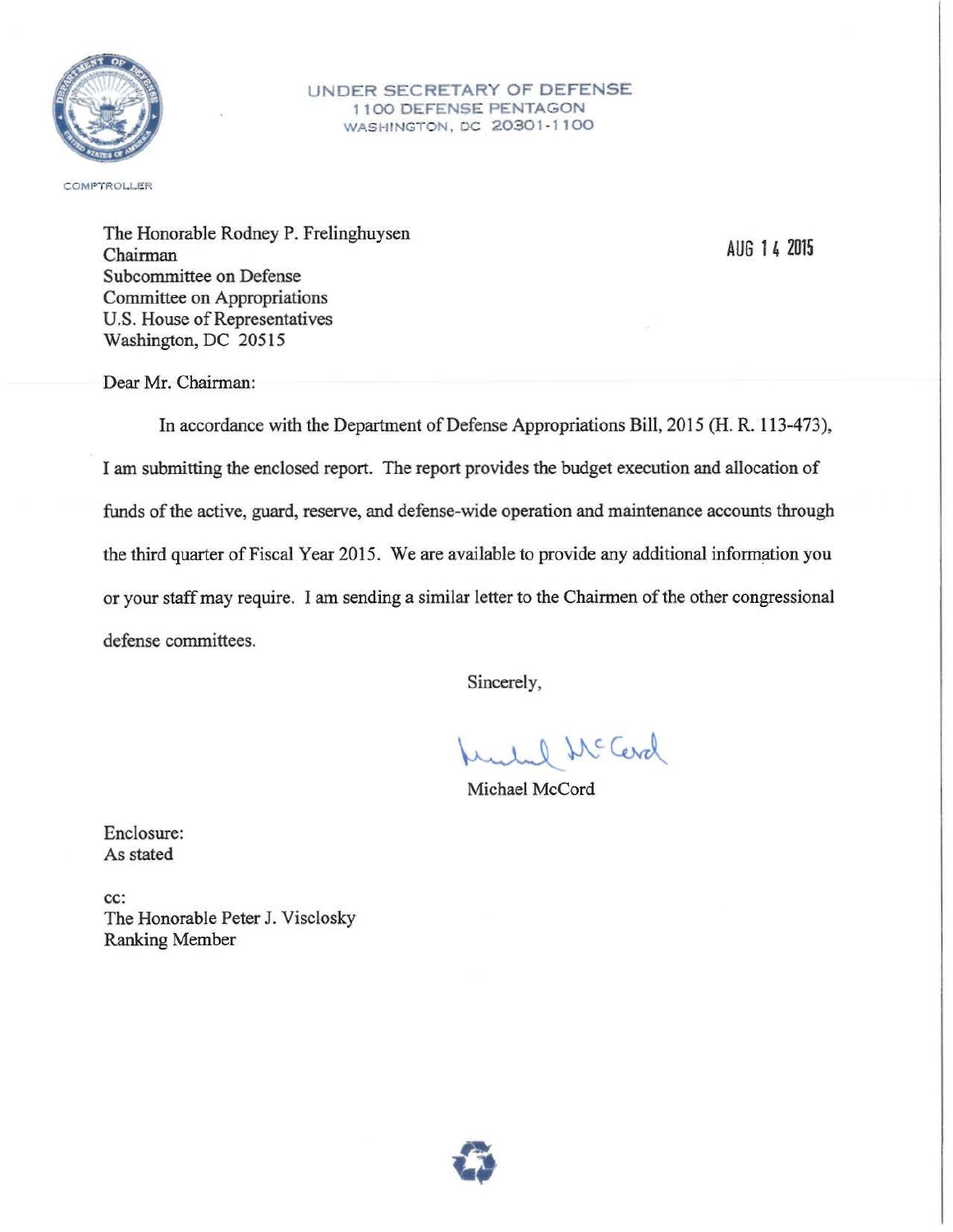UNDER SECRETARY OF DEFENSE
1100 DEFENSE PENTAGON
WASHINGTON, DC 20301-1100

COMPTROLLER

The Honorable Rodney P. Frelinghuysen
Chairman
Subcommittee on Defense
Committee on Appropriations
U.S. House of Representatives
Washington, DC 20515

AUG 14 2015

Dear Mr. Chairman:

In accordance with the Department of Defense Appropriations Bill, 2015 (H. R. 113-473), I am submitting the enclosed report. The report provides the budget execution and allocation of funds of the active, guard, reserve, and defense-wide operation and maintenance accounts through the third quarter of Fiscal Year 2015. We are available to provide any additional information you or your staff may require. I am sending a similar letter to the Chairmen of the other congressional defense committees.

Sincerely,

Michael McCord

Enclosure:
As stated

cc:
The Honorable Peter J. Visclosky
Ranking Member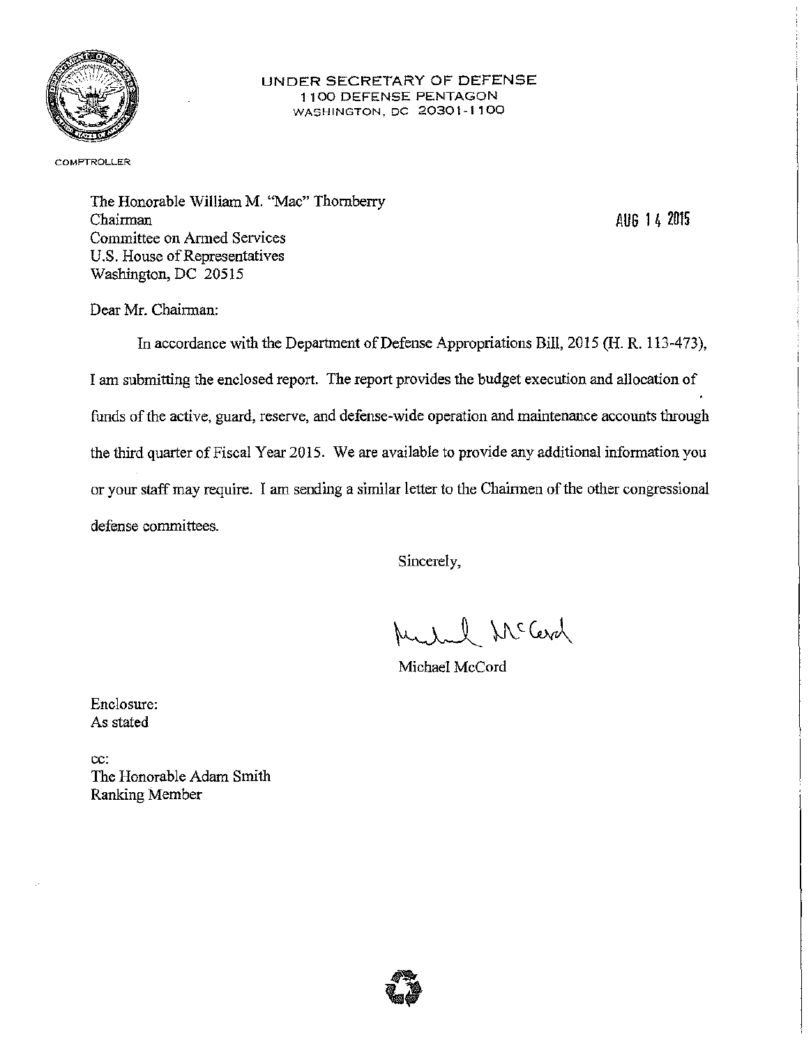COMPTROLLER

UNDER SECRETARY OF DEFENSE
1100 DEFENSE PENTAGON
WASHINGTON, DC 20301-1100

The Honorable William M. "Mac" Thornberry
Chairman
Committee on Armed Services
U.S. House of Representatives
Washington, DC 20515

AUG 14 2015

Dear Mr. Chairman:

In accordance with the Department of Defense Appropriations Bill, 2015 (H. R. 113-473), I am submitting the enclosed report. The report provides the budget execution and allocation of funds of the active, guard, reserve, and defense-wide operation and maintenance accounts through the third quarter of Fiscal Year 2015. We are available to provide any additional information you or your staff may require. I am sending a similar letter to the Chairmen of the other congressional defense committees.

Sincerely,

Michael McCord

Enclosure:
As stated

cc:
The Honorable Adam Smith
Ranking Member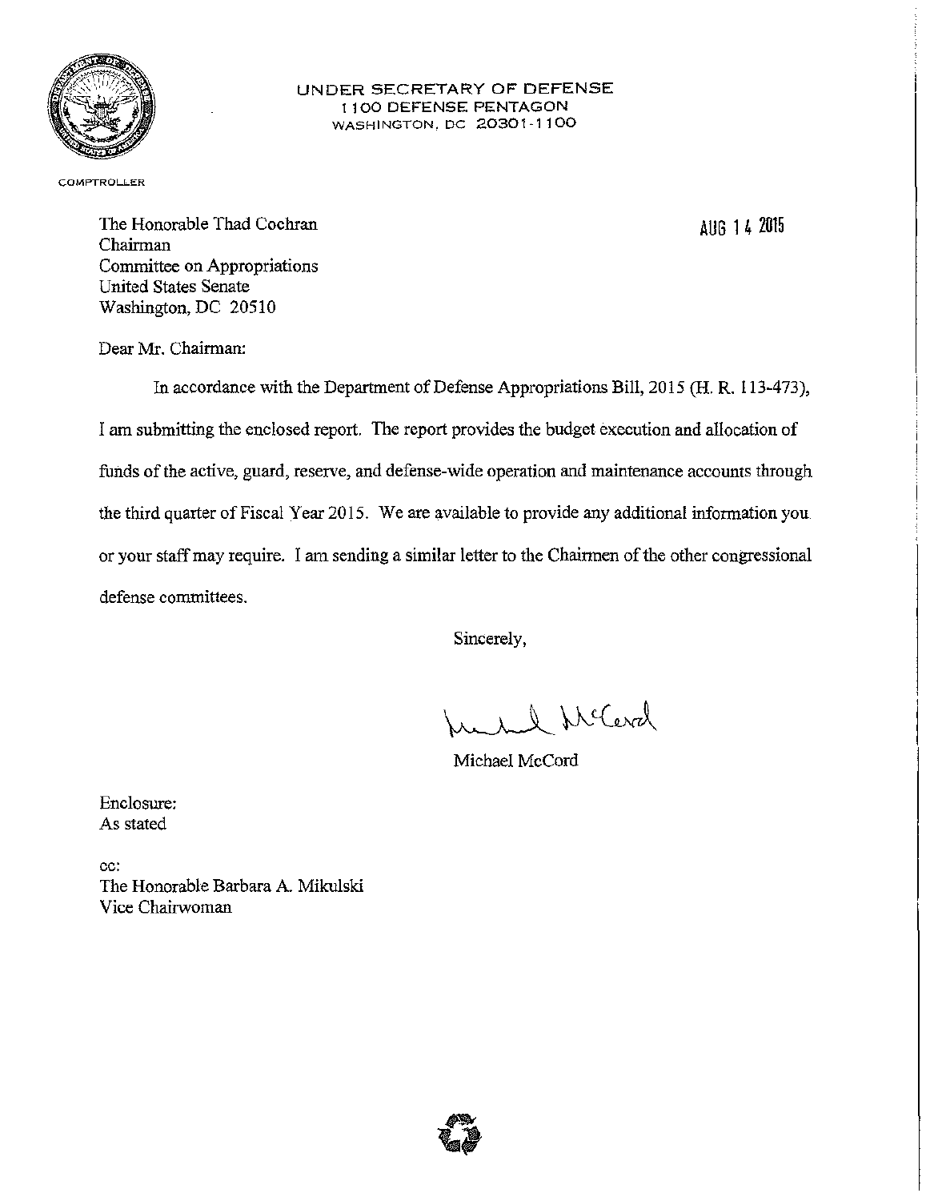UNDER SECRETARY OF DEFENSE
1100 DEFENSE PENTAGON
WASHINGTON, DC 20301-1100

COMPTROLLER

The Honorable Thad Cochran
Chairman
Committee on Appropriations
United States Senate
Washington, DC 20510

AUG 14 2015

Dear Mr. Chairman:

In accordance with the Department of Defense Appropriations Bill, 2015 (H. R. 113-473), I am submitting the enclosed report. The report provides the budget execution and allocation of funds of the active, guard, reserve, and defense-wide operation and maintenance accounts through the third quarter of Fiscal Year 2015. We are available to provide any additional information you or your staff may require. I am sending a similar letter to the Chairmen of the other congressional defense committees.

Sincerely,

Michael McCord

Enclosure:
As stated

cc:
The Honorable Barbara A. Mikulski
Vice Chairwoman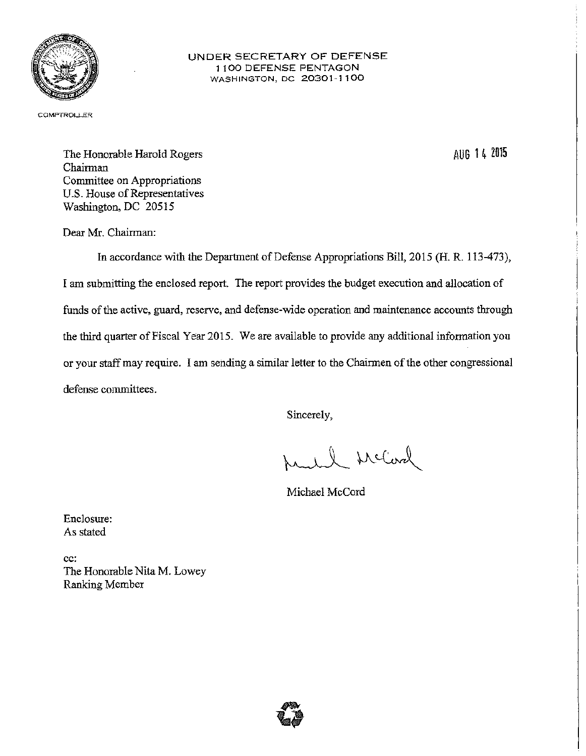COMPTROLLER

UNDER SECRETARY OF DEFENSE
1100 DEFENSE PENTAGON
WASHINGTON, DC 20301-1100

AUG 14 2015

The Honorable Harold Rogers
Chairman
Committee on Appropriations
U.S. House of Representatives
Washington, DC 20515

Dear Mr. Chairman:

In accordance with the Department of Defense Appropriations Bill, 2015 (H. R. 113-473), I am submitting the enclosed report. The report provides the budget execution and allocation of funds of the active, guard, reserve, and defense-wide operation and maintenance accounts through the third quarter of Fiscal Year 2015. We are available to provide any additional information you or your staff may require. I am sending a similar letter to the Chairmen of the other congressional defense committees.

Sincerely,

Michael McCord

Enclosure:
As stated

cc:
The Honorable Nita M. Lowey
Ranking Member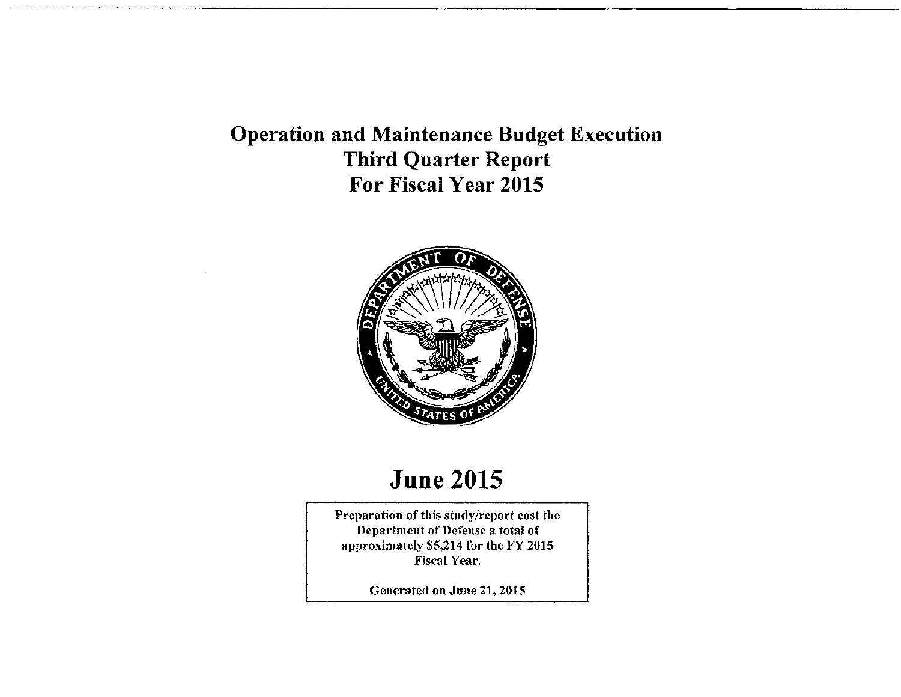# Operation and Maintenance Budget Execution
# Third Quarter Report
# For Fiscal Year 2015

## June 2015

**Preparation of this study/report cost the Department of Defense a total of approximately $5,214 for the FY 2015 Fiscal Year.**

**Generated on June 21, 2015**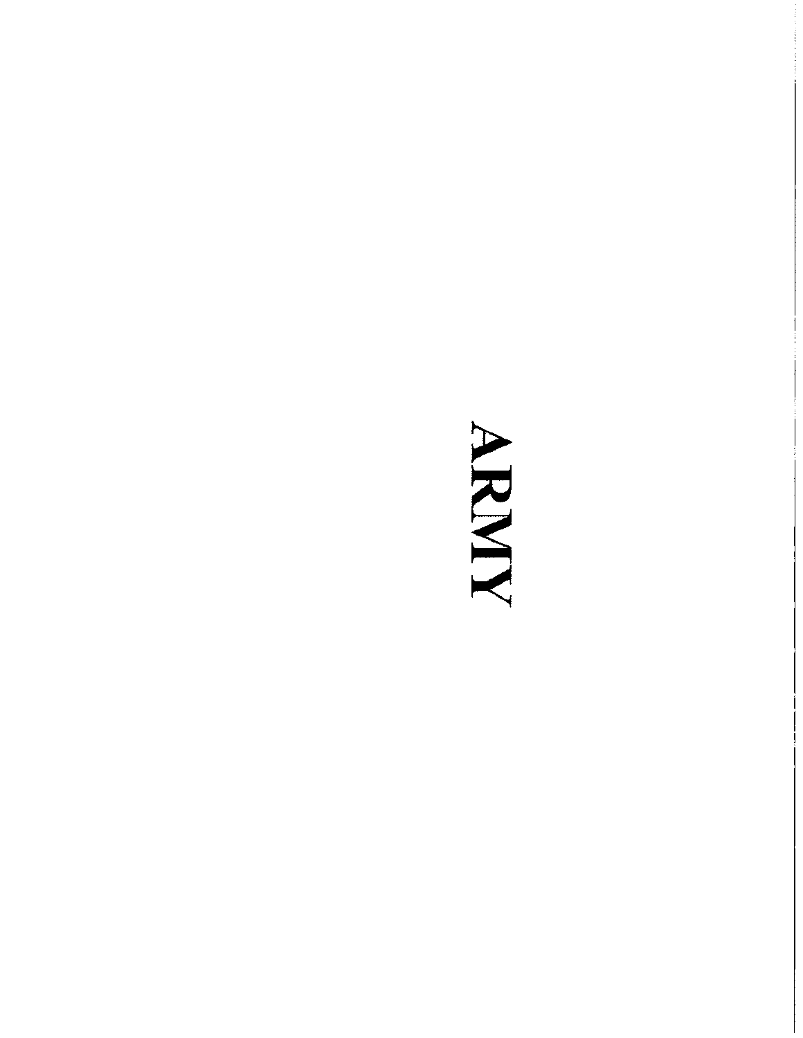# ARMY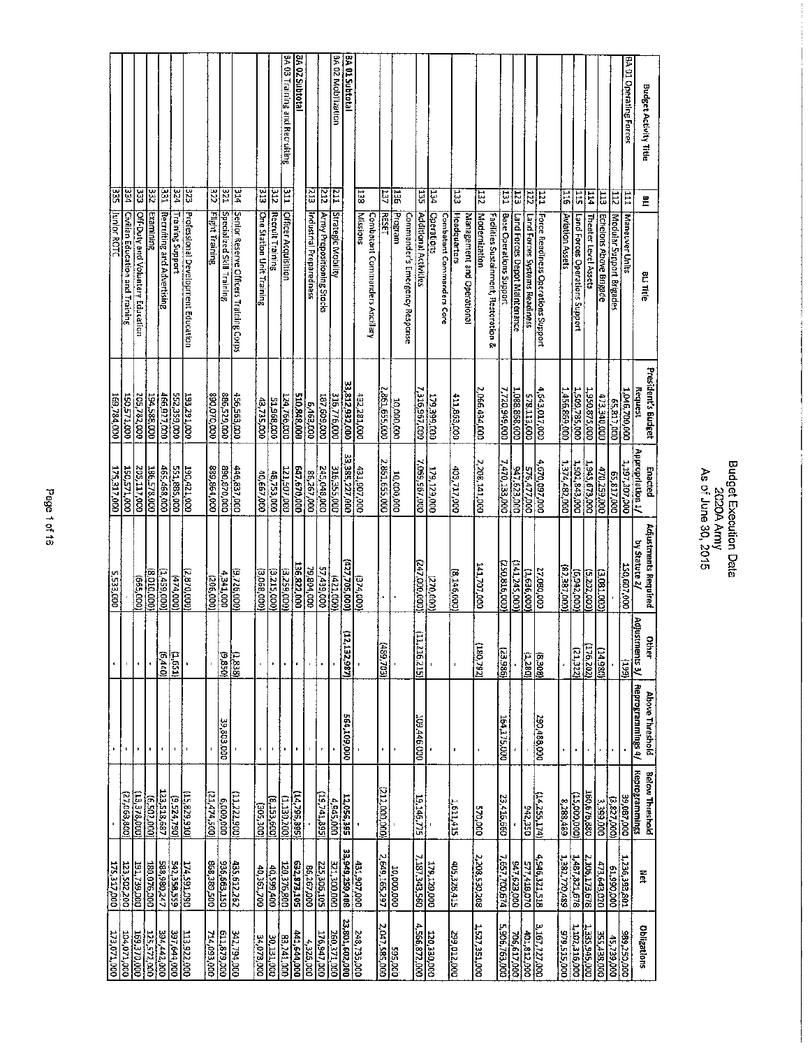# Budget Execution Data
## 2020A Army
### As of June 30, 2015

| Budget Activity Title | BLI | BLI Title | President's Budget Request | Enacted Appropriation 1/ | Adjustments Required by Statute 2/ | Other Adjustments 3/ | Above Threshold Reprogrammings 4/ | Below Threshold Reprogrammings | Net | Obligations |
|---|---|---|---|---|---|---|---|---|---|---|
| BA 01 Operating Forces | 111 | Maneuver Units | 1,046,790,000 | 1,197,307,000 | 150,607,000 | (199) | - | 39,087,000 | 1,236,393,801 | 989,250,000 |
| | 112 | Modular Support Brigades | 65,817,000 | 65,817,000 | - | - | - | (3,827,000) | 61,990,000 | 45,739,000 |
| | 113 | Echelons Above Brigade | 473,340,000 | 470,259,000 | (3,081,000) | (14,980) | - | 3,399,000 | 473,643,020 | 355,438,000 |
| | 114 | Theater Level Assets | 1,950,875,000 | 1,945,673,000 | (5,202,000) | (176,202) | - | 160,676,880 | 2,106,173,678 | 1,335,945,000 |
| | 115 | Land Forces Operations Support | 1,509,785,000 | 1,502,843,000 | (6,942,000) | (21,322) | - | (15,000,000) | 1,487,821,678 | 1,102,316,000 |
| | 116 | Aviation Assets | 1,456,869,000 | 1,374,482,000 | (82,387,000) | - | - | 8,288,489 | 1,382,770,489 | 979,535,000 |
| | 121 | Force Readiness Operations Support | 4,543,017,000 | 4,670,097,000 | 27,080,000 | (8,308) | 290,488,000 | (14,255,174) | 4,946,321,518 | 3,167,727,000 |
| | 122 | Land Forces Systems Readiness | 578,113,000 | 576,477,000 | (1,636,000) | (1,280) | - | 942,350 | 577,418,070 | 401,812,000 |
| | 123 | Land Forces Depot Maintenance | 1,088,868,000 | 947,623,000 | (141,245,000) | - | - | - | 947,623,000 | 706,617,000 |
| | 131 | Base Operations Support | 7,720,949,000 | 7,470,133,000 | (250,816,000) | (23,986) | 164,175,000 | 23,416,660 | 7,657,700,674 | 5,906,763,000 |
| | 132 | Facilities Sustainment, Restoration & Modernization | 2,066,434,000 | 2,208,141,000 | 141,707,000 | (180,792) | - | 570,000 | 2,208,530,208 | 1,527,351,000 |
| | 133 | Management and Operational Headquarters | 411,863,000 | 403,717,000 | (8,146,000) | - | - | 1,611,415 | 405,328,415 | 299,012,000 |
| | 134 | Combatant Commanders Core Operations | 179,399,000 | 179,129,000 | (270,000) | - | - | - | 179,129,000 | 120,330,000 |
| | 135 | Additional Activities | 7,316,967,000 | 7,069,967,000 | (247,000,000) | (11,216,215) | 109,446,000 | 19,146,775 | 7,187,343,560 | 4,566,877,000 |
| | 136 | Commander's Emergency Response Program | 10,000,000 | 10,000,000 | - | - | - | - | 10,000,000 | 595,000 |
| | 137 | RESET | 2,861,655,000 | 2,861,655,000 | - | (489,703) | - | (212,000,000) | 2,649,165,297 | 2,047,585,000 |
| | 138 | Combatant Commanders Ancillary Missions | 432,281,000 | 431,907,000 | (374,000) | - | - | - | 431,907,000 | 248,735,000 |
| BA 01 Subtotal | | | 33,812,932,000 | 33,385,227,000 | (427,705,000) | (12,132,987) | 564,109,000 | 12,056,395 | 33,949,259,408 | 23,801,602,000 |
| BA 02 Mobilization | 211 | Strategic Mobility | 316,776,000 | 316,355,000 | (421,000) | - | - | 4,945,000 | 321,300,000 | 260,371,000 |
| | 212 | Army Prepositioning Stocks | 187,609,000 | 245,048,000 | 57,439,000 | - | - | (19,741,895) | 225,306,105 | 176,947,000 |
| | 213 | Industrial Preparedness | 6,463,000 | 86,267,000 | 79,804,000 | - | - | - | 86,267,000 | 4,326,000 |
| BA 02 Subtotal | | | 510,848,000 | 647,670,000 | 136,822,000 | - | - | (14,796,895) | 632,873,105 | 441,644,000 |
| BA 03 Training and Recruiting | 311 | Officer Acquisition | 124,766,000 | 121,507,000 | (3,259,000) | - | - | (1,132,200) | 120,374,800 | 83,341,000 |
| | 312 | Recruit Training | 51,968,000 | 48,753,000 | (3,215,000) | - | - | (8,153,600) | 40,599,400 | 30,131,000 |
| | 313 | One Station Unit Training | 43,735,000 | 40,667,000 | (3,068,000) | - | - | (305,300) | 40,361,700 | 34,978,000 |
| | 314 | Senior Reserve Officers Training Corps | 456,563,000 | 446,837,000 | (9,726,000) | (1,838) | - | (11,222,900) | 435,612,262 | 342,794,000 |
| | 321 | Specialized Skill Training | 886,529,000 | 890,870,000 | 4,341,000 | (9,850) | 39,803,000 | 6,000,000 | 936,663,150 | 611,679,000 |
| | 322 | Flight Training | 890,070,000 | 889,864,000 | (206,000) | - | - | (21,474,500) | 868,389,500 | 714,093,000 |
| | 323 | Professional Development Education | 193,291,000 | 190,421,000 | (2,870,000) | - | - | (15,829,910) | 174,591,090 | 113,922,000 |
| | 324 | Training Support | 552,359,000 | 551,885,000 | (474,000) | (1,651) | - | (9,524,790) | 542,358,559 | 397,644,000 |
| | 331 | Recruiting and Advertising | 466,927,000 | 465,468,000 | (1,459,000) | (6,440) | - | 123,518,687 | 588,980,247 | 394,442,000 |
| | 332 | Examining | 194,588,000 | 186,578,000 | (8,010,000) | - | - | (6,502,000) | 180,076,000 | 125,572,000 |
| | 333 | Off-Duty and Voluntary Education | 205,782,000 | 205,117,000 | (665,000) | - | - | (13,378,000) | 191,739,000 | 169,370,000 |
| | 334 | Civilian Education and Training | 150,571,000 | 150,571,000 | - | - | - | (27,069,800) | 123,502,200 | 104,071,000 |
| | 335 | Junior ROTC | 169,784,000 | 175,317,000 | 5,533,000 | - | - | - | 175,317,000 | 173,071,000 |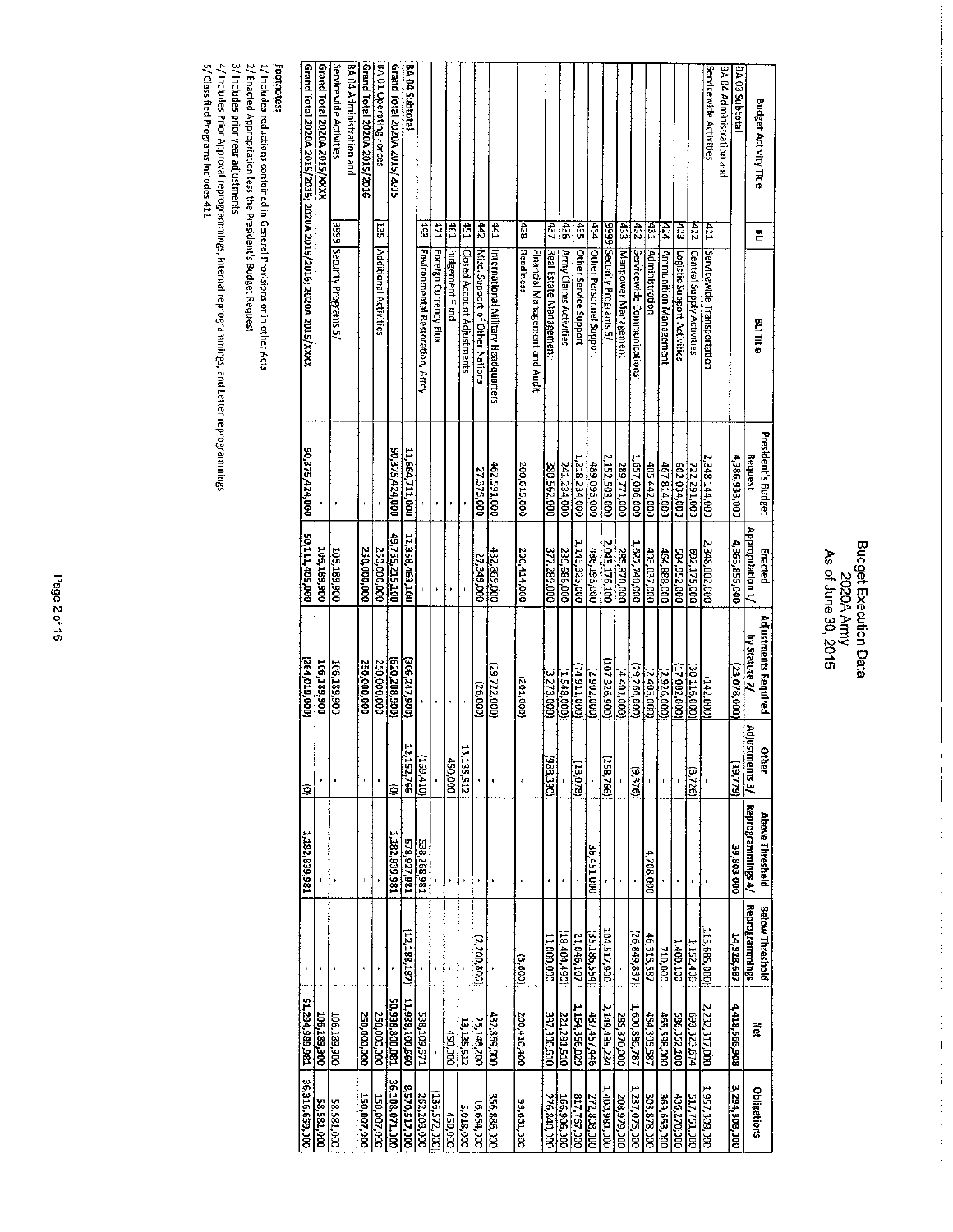# Budget Execution Data
## 2020A Army
### As of June 30, 2015

| Budget Activity Title | BLI | BLI Title | President's Budget Request | Enacted Appropriation 1/ | Adjustments Required by Statute 2/ | Other Adjustments 3/ | Above Threshold Reprogrammings 4/ | Below Threshold Reprogrammings | Net | Obligations |
|---|---|---|---|---|---|---|---|---|---|---|
| BA 03 Subtotal | | | 4,386,933,000 | 4,363,855,000 | (23,078,000) | (19,779) | 39,803,000 | 14,928,587 | 4,418,566,908 | 3,294,308,000 |
| BA 04 Administration and Servicewide Activities | 421 | Servicewide Transportation | 2,348,144,000 | 2,348,002,000 | (142,000) | - | - | (115,885,000) | 2,232,117,000 | 1,957,309,000 |
| | 422 | Central Supply Activities | 722,291,000 | 692,175,000 | (30,116,000) | (3,726) | - | 1,152,400 | 693,323,674 | 517,751,000 |
| | 423 | Logistic Support Activities | 602,034,000 | 584,952,000 | (17,082,000) | - | - | 1,400,100 | 586,352,100 | 436,270,000 |
| | 424 | Ammunition Management | 467,814,000 | 464,888,000 | (2,926,000) | - | - | 710,000 | 465,598,000 | 369,653,000 |
| | 431 | Administration | 405,442,000 | 403,037,000 | (2,405,000) | - | 4,208,000 | 46,515,587 | 454,305,587 | 303,878,000 |
| | 432 | Servicewide Communications | 1,657,006,000 | 1,627,740,000 | (29,266,000) | (9,376) | - | (26,849,837) | 1,600,880,787 | 1,237,075,000 |
| | 433 | Manpower Management | 289,771,000 | 285,370,000 | (4,401,000) | - | - | - | 285,370,000 | 208,979,000 |
| | 9999 | Security Programs 5/ | 2,152,503,000 | 2,045,176,100 | (107,326,900) | (258,766) | - | 104,517,900 | 2,149,435,234 | 1,400,981,000 |
| | 434 | Other Personnel Support | 489,095,000 | 486,193,000 | (2,902,000) | - | 36,451,000 | (35,186,554) | 487,457,446 | 272,808,000 |
| | 435 | Other Service Support | 1,218,234,000 | 1,143,323,000 | (74,911,000) | (13,078) | - | 21,046,107 | 1,164,356,029 | 817,767,000 |
| | 436 | Army Claims Activities | 241,234,000 | 239,686,000 | (1,548,000) | - | - | (18,404,490) | 221,281,510 | 166,906,000 |
| | 437 | Real Estate Management | 380,562,000 | 377,289,000 | (3,273,000) | (988,390) | - | 11,000,000 | 387,300,610 | 276,340,000 |
| | 438 | Financial Management and Audit Readiness | 200,615,000 | 200,414,000 | (201,000) | - | - | (3,600) | 200,410,400 | 99,661,000 |
| | 441 | International Military Headquarters | 462,591,000 | 432,869,000 | (29,722,000) | - | - | - | 432,869,000 | 356,886,000 |
| | 442 | Misc. Support of Other Nations | 27,375,000 | 27,349,000 | (26,000) | - | - | (2,200,800) | 25,148,200 | 16,654,000 |
| | 451 | Closed Account Adjustments | - | - | - | 13,135,512 | - | - | 13,135,512 | 5,018,000 |
| | 461 | Judgement Fund | - | - | - | 450,000 | - | - | 450,000 | 450,000 |
| | 471 | Foreign Currency Flux | - | - | - | - | - | - | - | (136,572,000) |
| | 493 | Environmental Restoration, Army | - | - | - | (159,410) | 538,268,981 | - | 538,109,571 | 252,203,000 |
| BA 04 Subtotal | | | 11,664,711,000 | 11,358,463,100 | (306,247,900) | 12,152,766 | 578,927,981 | (12,188,187) | 11,938,100,660 | 8,570,517,000 |
| Grand Total 2020A 2015/2015 | | | 50,375,424,000 | 49,755,215,100 | (620,208,900) | (0) | 1,182,839,981 | - | 50,938,800,081 | 36,108,071,000 |
| BA 01 Operating Forces | 135 | Additional Activities | - | 250,000,000 | 250,000,000 | - | - | - | 250,000,000 | 150,007,000 |
| Grand Total 2020A 2015/2016 | | | - | 250,000,000 | 250,000,000 | - | - | - | 250,000,000 | 150,007,000 |
| BA 04 Administration and Servicewide Activities | 9999 | Security Programs 5/ | - | 106,189,900 | 106,189,900 | - | - | - | 106,189,900 | 58,581,000 |
| Grand Total 2020A 2015/XXXX | | | - | 106,189,900 | 106,189,900 | - | - | - | 106,189,900 | 58,581,000 |
| Grand Total 2020A 2015/2015; 2020A 2015/2016; 2020A 2015/XXXX | | | 50,375,424,000 | 50,111,405,000 | (264,019,000) | (0) | 1,182,839,981 | - | 51,294,989,981 | 36,316,659,000 |

**Footnotes:**

1/ Includes reductions contained in General Provisions or in other Acts

2/ Enacted Appropriation less the President's Budget Request

3/ Includes prior year adjustments

4/ Includes Prior Approval reprogrammings, internal reprogrammings, and Letter reprogrammings

5/ Classified Programs includes 411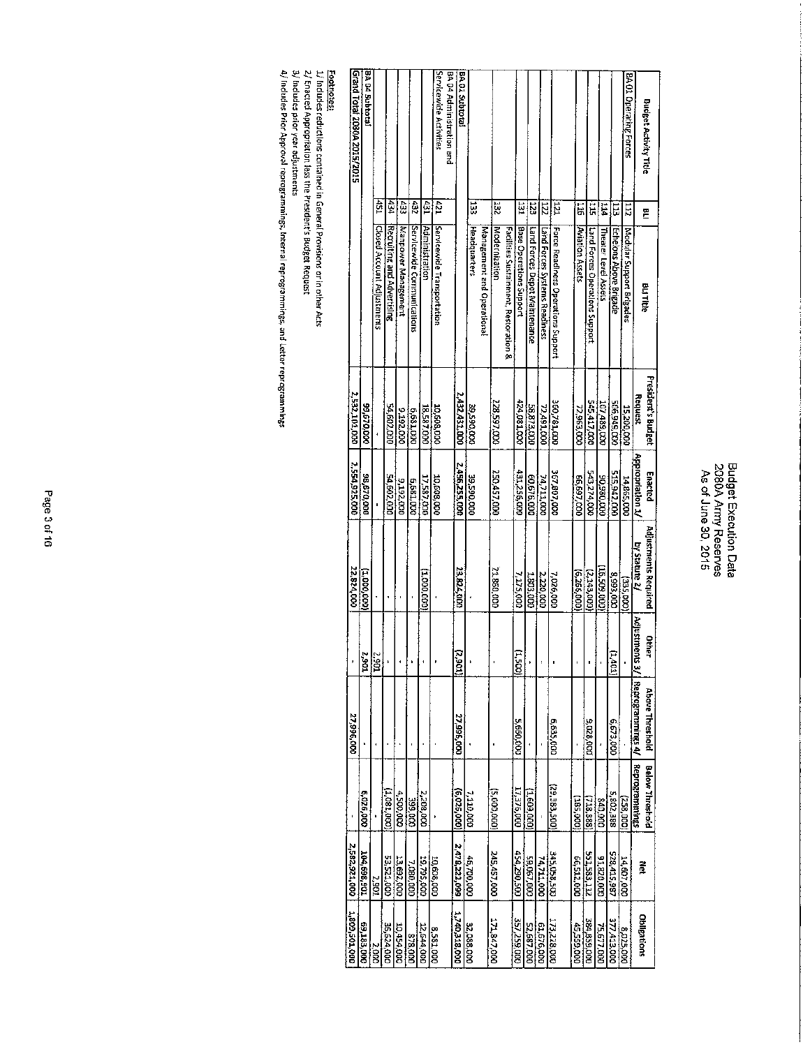# Budget Execution Data
## 2080A Army Reserves
### As of June 30, 2015

| Budget Activity Title | BLI | BLI Title | President's Budget Request | Enacted Appropriation 1/ | Adjustments Required by Statute 2/ | Other Adjustments 3/ | Above Threshold Reprogrammings 4/ | Below Threshold Reprogrammings | Net | Obligations |
|---|---|---|---|---|---|---|---|---|---|---|
| BA 01 Operating Forces | 112 | Modular Support Brigades | 15,200,000 | 14,865,000 | (335,000) | - | - | (258,000) | 14,607,000 | 8,025,000 |
| | 113 | Echelons Above Brigade | 506,949,000 | 515,942,000 | 8,993,000 | (1,401) | 6,673,000 | 5,802,388 | 528,415,987 | 377,413,000 |
| | 114 | Theater Level Assets | 107,489,000 | 90,980,000 | (16,509,000) | - | - | 840,000 | 91,820,000 | 75,677,000 |
| | 115 | Land Forces Operations Support | 545,417,000 | 543,274,000 | (2,143,000) | - | 9,028,000 | (718,888) | 551,583,112 | 389,859,000 |
| | 116 | Aviation Assets | 72,963,000 | 66,697,000 | (6,266,000) | - | - | (185,000) | 66,512,000 | 45,559,000 |
| | 121 | Force Readiness Operations Support | 360,781,000 | 367,807,000 | 7,026,000 | - | 6,635,000 | (29,383,500) | 345,058,500 | 173,228,000 |
| | 122 | Land Forces Systems Readiness | 72,491,000 | 74,711,000 | 2,220,000 | - | - | - | 74,711,000 | 61,676,000 |
| | 123 | Land Forces Depot Maintenance | 58,873,000 | 60,676,000 | 1,803,000 | - | - | (1,609,000) | 59,067,000 | 52,987,000 |
| | 131 | Base Operations Support | 424,081,000 | 431,256,000 | 7,175,000 | (1,500) | 5,660,000 | 17,375,000 | 454,290,500 | 357,259,000 |
| | 132 | Facilities Sustainment, Restoration & Modernization | 228,597,000 | 250,457,000 | 21,860,000 | - | - | (5,000,000) | 245,457,000 | 171,847,000 |
| | 133 | Management and Operational Headquarters | 39,590,000 | 39,590,000 | - | - | - | 7,110,000 | 46,700,000 | 32,088,000 |
| BA 01 Subtotal | | | 2,432,431,000 | 2,456,255,000 | 23,824,000 | (2,901) | 27,996,000 | (6,026,000) | 2,478,222,099 | 1,745,318,000 |
| BA 04 Administration and Servicewide Activities | 421 | Servicewide Transportation | 10,608,000 | 10,608,000 | - | - | - | - | 10,608,000 | 8,581,000 |
| | 431 | Administration | 18,587,000 | 17,587,000 | (1,000,000) | - | - | 2,208,000 | 19,795,000 | 12,644,000 |
| | 432 | Servicewide Communications | 6,681,000 | 6,681,000 | - | - | - | 399,000 | 7,080,000 | 878,000 |
| | 433 | Manpower Management | 9,192,000 | 9,192,000 | - | - | - | 4,500,000 | 13,692,000 | 10,454,000 |
| | 434 | Recruiting and Advertising | 54,602,000 | 54,602,000 | - | - | - | (1,081,000) | 53,521,000 | 36,624,000 |
| | 451 | Closed Account Adjustments | - | - | - | 2,901 | - | - | 2,901 | 2,000 |
| BA 04 Subtotal | | | 99,670,000 | 98,670,000 | (1,000,000) | 2,901 | - | 6,026,000 | 104,698,901 | 69,183,000 |
| Grand Total 2080A 2015/2015 | | | 2,532,101,000 | 2,554,925,000 | 22,824,000 | - | 27,996,000 | - | 2,582,921,000 | 1,805,501,000 |

**Footnotes:**

1/ Includes reductions contained in General Provisions or in other Acts

2/ Enacted Appropriation less the President's Budget Request

3/ Includes prior year adjustments

4/ Includes Prior Approval reprogrammings, Internal reprogrammings, and Letter reprogrammings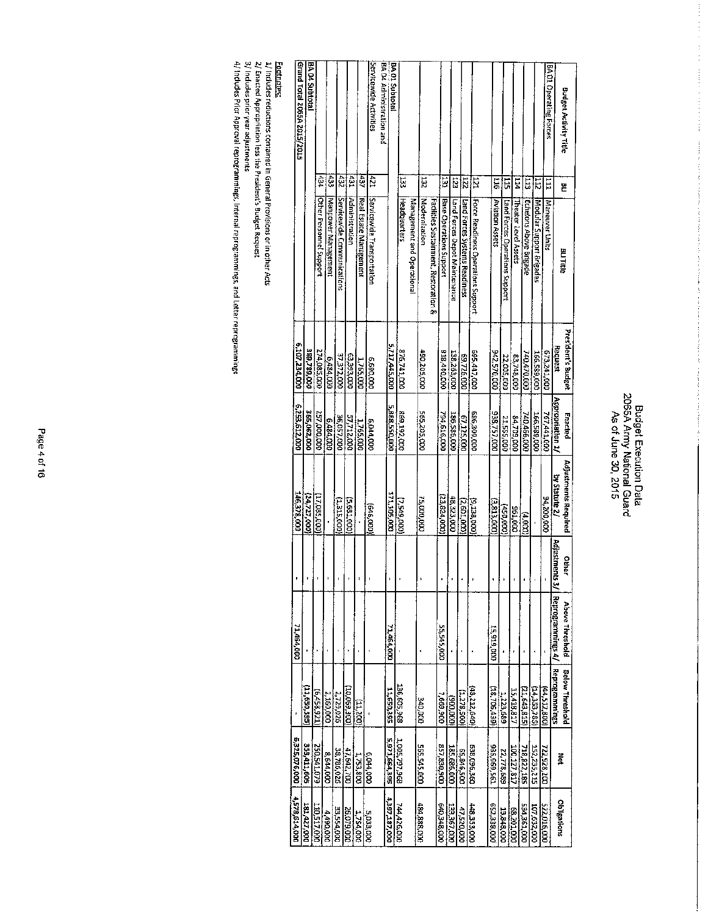# Budget Execution Data
## 2065A Army National Guard
### As of June 30, 2015

| Budget Activity Title | BLI | BLI Title | President's Budget Request | Enacted Appropriation 1/ | Adjustments Required by Statute 2/ | Other Adjustments 3/ | Above Threshold Reprogrammings 4/ | Below Threshold Reprogrammings | Net | Obligations |
|---|---|---|---|---|---|---|---|---|---|---|
| BA 01 Operating Forces | 111 | Maneuver Units | 673,241,000 | 767,441,000 | 94,200,000 | - | - | (44,512,800) | 722,928,200 | 522,016,000 |
| | 112 | Modular Support Brigades | 166,589,000 | 166,589,000 | - | - | - | (14,353,785) | 152,235,215 | 107,632,000 |
| | 113 | Echelons Above Brigade | 740,470,000 | 740,466,000 | (4,000) | - | - | (21,643,815) | 718,822,185 | 534,361,000 |
| | 114 | Theater Level Assets | 83,748,000 | 84,709,000 | 961,000 | - | - | 15,418,817 | 100,127,817 | 68,201,000 |
| | 115 | Land Forces Operations Support | 22,005,000 | 21,555,000 | (450,000) | - | - | 1,223,689 | 22,778,689 | 13,848,000 |
| | 116 | Aviation Assets | 942,570,000 | 938,757,000 | (3,813,000) | - | 15,919,000 | (18,706,439) | 935,969,561 | 652,339,000 |
| | 121 | Force Readiness Operations Support | 695,447,000 | 686,309,000 | (9,138,000) | - | - | (48,212,640) | 638,096,360 | 448,353,000 |
| | 122 | Land Forces Systems Readiness | 69,726,000 | 67,125,000 | (2,601,000) | - | - | (1,278,500) | 65,846,500 | 47,520,000 |
| | 123 | Land Forces Depot Maintenance | 138,263,000 | 186,586,000 | 48,323,000 | - | - | (900,000) | 185,686,000 | 133,367,000 |
| | 131 | Base Operations Support | 818,440,000 | 794,616,000 | (23,824,000) | - | 55,545,000 | 7,669,900 | 857,830,900 | 640,348,000 |
| | 132 | Facilities Sustainment, Restoration & Modernization | 490,205,000 | 565,205,000 | 75,000,000 | - | - | 340,000 | 565,545,000 | 484,888,000 |
| | 133 | Management and Operational Headquarters | 876,741,000 | 869,192,000 | (7,549,000) | - | - | 136,605,968 | 1,005,797,968 | 744,426,000 |
| BA 01 Subtotal | | | 5,717,445,000 | 5,888,550,000 | 171,105,000 | - | 71,464,000 | 11,650,395 | 5,971,664,395 | 4,397,187,000 |
| BA 04 Administration and Servicewide Activities | 421 | Servicewide Transportation | 6,690,000 | 6,044,000 | (646,000) | - | - | - | 6,044,000 | 5,033,000 |
| | 437 | Real Estate Management | 1,765,000 | 1,765,000 | - | - | - | (11,200) | 1,753,800 | 1,754,000 |
| | 431 | Administration | 63,393,000 | 57,712,000 | (5,681,000) | - | - | (10,069,300) | 47,642,700 | 26,079,000 |
| | 432 | Servicewide Communications | 37,372,000 | 36,057,000 | (1,315,000) | - | - | 2,729,026 | 38,786,026 | 33,554,000 |
| | 433 | Manpower Management | 6,484,000 | 6,484,000 | - | - | - | 2,160,000 | 8,644,000 | 4,490,000 |
| | 434 | Other Personnel Support | 274,085,000 | 257,000,000 | (17,085,000) | - | - | (6,458,921) | 250,541,079 | 110,517,000 |
| BA 04 Subtotal | | | 389,789,000 | 365,062,000 | (24,727,000) | - | - | (11,650,395) | 353,411,605 | 181,427,000 |
| Grand Total 2065A 2015/2015 | | | 6,107,234,000 | 6,253,612,000 | 146,378,000 | - | 71,464,000 | - | 6,325,076,000 | 4,578,614,000 |

**Footnotes:**

1/ Includes reductions contained in General Provisions or in other Acts

2/ Enacted Appropriation less the President's Budget Request

3/ Includes prior year adjustments

4/ Includes Prior Approval reprogrammings, Internal reprogrammings, and Letter reprogrammings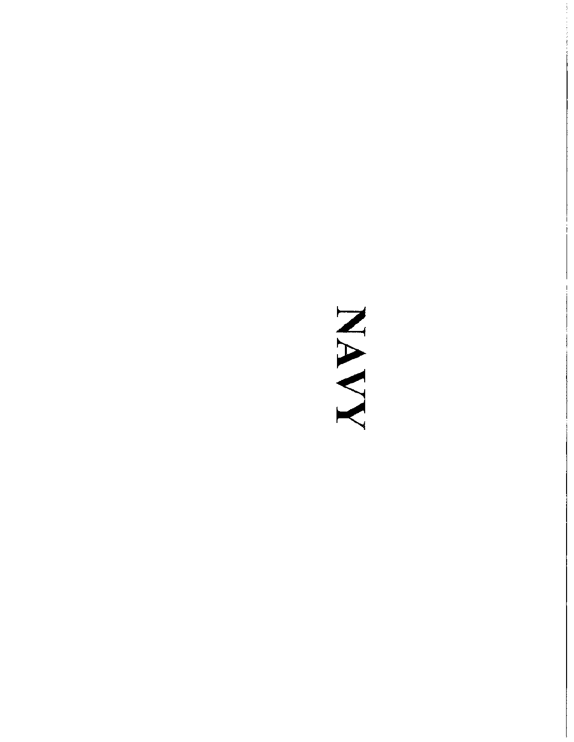# NAVY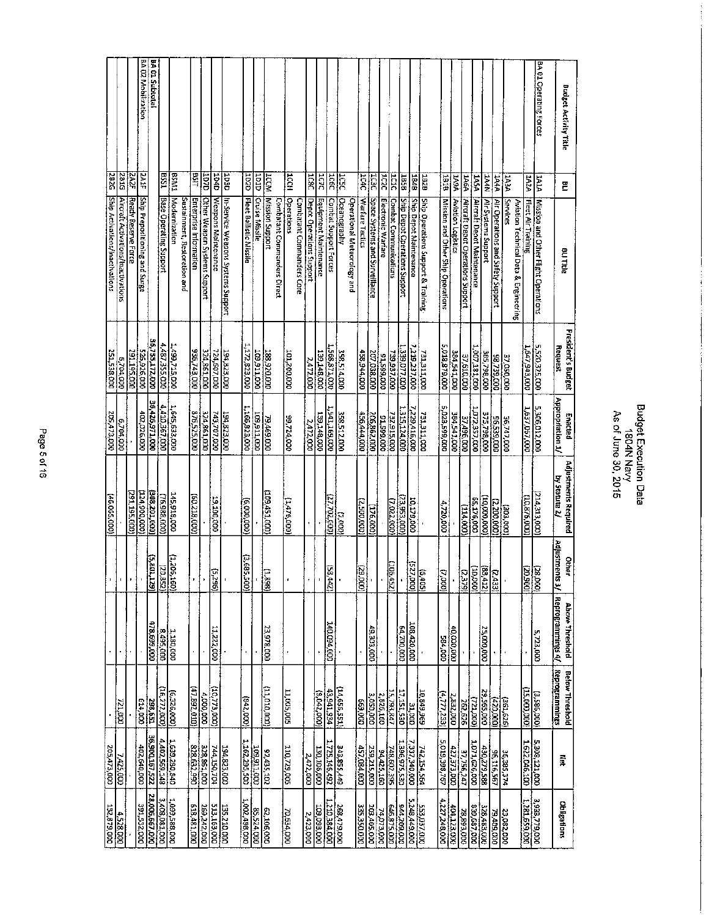# Budget Execution Data
## 1804N Navy
## As of June 30, 2015

| Budget Activity Title | BLI | BLI Title | President's Budget Request | Enacted Appropriation 1/ | Adjustments Required by Statute 2/ | Other Adjustments 3/ | Above Threshold Reprogrammings 4/ | Below Threshold Reprogrammings | Net | Obligations |
|---|---|---|---|---|---|---|---|---|---|---|
| BA 01 Operating Forces | 1A1A | Mission and Other Flight Operations | 5,520,325,000 | 5,306,012,000 | (214,313,000) | (28,000) | 5,723,000 | (3,586,000) | 5,308,121,000 | 3,938,779,000 |
| | 1A2A | Fleet Air Training | 1,647,943,000 | 1,637,067,000 | (10,876,000) | (20,900) | - | (15,000,000) | 1,622,046,100 | 1,281,659,000 |
| | 1A3A | Aviation Technical Data & Engineering Services | 37,050,000 | 36,747,000 | (303,000) | - | - | (361,626) | 36,385,374 | 23,082,000 |
| | 1A4A | Air Operations and Safety Support | 98,739,000 | 96,539,000 | (2,200,000) | (2,433) | - | (420,000) | 96,116,567 | 79,409,000 |
| | 1A4N | Air Systems Support | 385,798,000 | 375,798,000 | (10,000,000) | (83,412) | 25,000,000 | 29,565,000 | 430,279,588 | 328,483,000 |
| | 1A5A | Aircraft Depot Maintenance | 1,007,181,000 | 1,072,357,000 | 65,176,000 | (10,000) | - | (721,000) | 1,071,626,000 | 839,687,000 |
| | 1A6A | Aircraft Depot Operations Support | 37,610,000 | 37,496,000 | (114,000) | (2,379) | - | 262,626 | 37,756,247 | 28,893,000 |
| | 1A9A | Aviation Logistics | 364,541,000 | 364,541,000 | - | - | 40,000,000 | 2,832,000 | 407,373,000 | 404,123,000 |
| | 1B1B | Mission and Other Ship Operations | 5,018,879,000 | 5,023,599,000 | 4,720,000 | (7,000) | 584,000 | (4,777,233) | 5,019,398,767 | 4,227,248,000 |
| | 1B2B | Ship Operations Support & Training | 731,311,000 | 731,311,000 | - | (6,405) | - | 10,849,969 | 742,154,564 | 553,037,000 |
| | 1B4B | Ship Depot Maintenance | 7,219,237,000 | 7,229,416,000 | 10,179,000 | (27,000) | 108,420,000 | 31,000 | 7,337,840,000 | 5,348,449,000 |
| | 1B5B | Ship Depot Operations Support | 1,339,077,000 | 1,315,124,000 | (23,953,000) | - | 64,700,000 | 17,151,530 | 1,396,975,530 | 944,209,000 |
| | 1C1C | Combat Communications | 739,937,000 | 732,915,000 | (7,022,000) | (105,452) | - | 15,791,847 | 748,601,395 | 646,875,000 |
| | 1C2C | Electronic Warfare | 91,999,000 | 91,999,000 | - | - | - | 2,426,160 | 94,425,160 | 74,073,000 |
| | 1C3C | Space Systems and Surveillance | 207,038,000 | 206,862,000 | (176,000) | - | 49,303,000 | 3,050,000 | 259,215,000 | 203,405,000 |
| | 1C4C | Warfare Tactics | 458,944,000 | 456,444,000 | (2,500,000) | (29,000) | - | 669,000 | 457,084,000 | 335,350,000 |
| | 1C5C | Operational Meteorology and Oceanography | 359,514,000 | 358,512,000 | (1,002,000) | - | - | (14,656,551) | 343,855,449 | 268,779,000 |
| | 1C6C | Combat Support Forces | 1,568,871,000 | 1,541,169,000 | (27,702,000) | (58,442) | 140,094,000 | 43,541,934 | 1,725,146,492 | 1,210,384,000 |
| | 1C7C | Equipment Maintenance | 139,148,000 | 139,148,000 | - | - | - | (8,642,000) | 130,506,000 | 109,093,000 |
| | 1C8C | Depot Operations Support | 2,472,000 | 2,472,000 | - | - | - | - | 2,472,000 | 2,422,000 |
| | 1CCH | Combatant Commanders Core Operations | 101,200,000 | 99,724,000 | (1,476,000) | - | - | 11,005,005 | 110,729,005 | 70,534,000 |
| | 1CCM | Combatant Commanders Direct Mission Support | 188,920,000 | 79,469,000 | (109,451,000) | (1,898) | 23,978,000 | (11,010,000) | 92,435,102 | 62,106,000 |
| | 1D1D | Cruise Missile | 109,911,000 | 109,911,000 | - | - | - | - | 109,911,000 | 85,524,000 |
| | 1D2D | Fleet Ballistic Missile | 1,172,823,000 | 1,166,823,000 | (6,000,000) | (3,685,500) | - | (842,000) | 1,162,295,500 | 1,002,498,000 |
| | 1D3D | In-Service Weapons Systems Support | 194,823,000 | 194,823,000 | - | - | - | - | 194,823,000 | 135,210,000 |
| | 1D4D | Weapons Maintenance | 724,607,000 | 743,707,000 | 19,100,000 | (5,296) | 11,222,000 | (10,773,000) | 744,150,704 | 513,163,000 |
| | 1D7D | Other Weapon Systems Support | 324,861,000 | 324,861,000 | - | - | - | 4,000,000 | 328,861,000 | 265,242,000 |
| | BSIT | Enterprise Information | 936,743,000 | 876,525,000 | (60,218,000) | - | - | (47,892,010) | 828,632,990 | 618,481,000 |
| | BSM1 | Sustainment, Restoration and Modernization | 1,499,715,000 | 1,645,633,000 | 145,918,000 | (1,206,160) | 1,180,000 | (6,326,000) | 1,639,280,840 | 1,099,588,000 |
| | BSS1 | Base Operating Support | 4,487,355,000 | 4,410,367,000 | (76,988,000) | (20,852) | 8,495,000 | (16,272,000) | 4,402,569,148 | 3,408,081,000 |
| BA 01 Subtotal | | | 36,735,172,000 | 36,426,971,000 | (308,201,000) | (5,301,129) | 478,699,000 | 298,651 | 36,900,167,522 | 28,006,667,000 |
| BA 02 Mobilization | 2A1F | Ship Prepositioning and Surge | 526,936,000 | 402,026,000 | (124,910,000) | - | - | 614,000 | 402,640,000 | 391,532,000 |
| | 2A2F | Ready Reserve Force | 291,195,000 | - | (291,195,000) | - | - | - | - | - |
| | 2B1G | Aircraft Activations/Inactivations | 6,704,000 | 6,704,000 | - | - | - | 721,000 | 7,425,000 | 4,528,000 |
| | 2B2G | Ship Activations/Inactivations | 251,538,000 | 205,473,000 | (46,065,000) | - | - | - | 205,473,000 | 132,879,000 |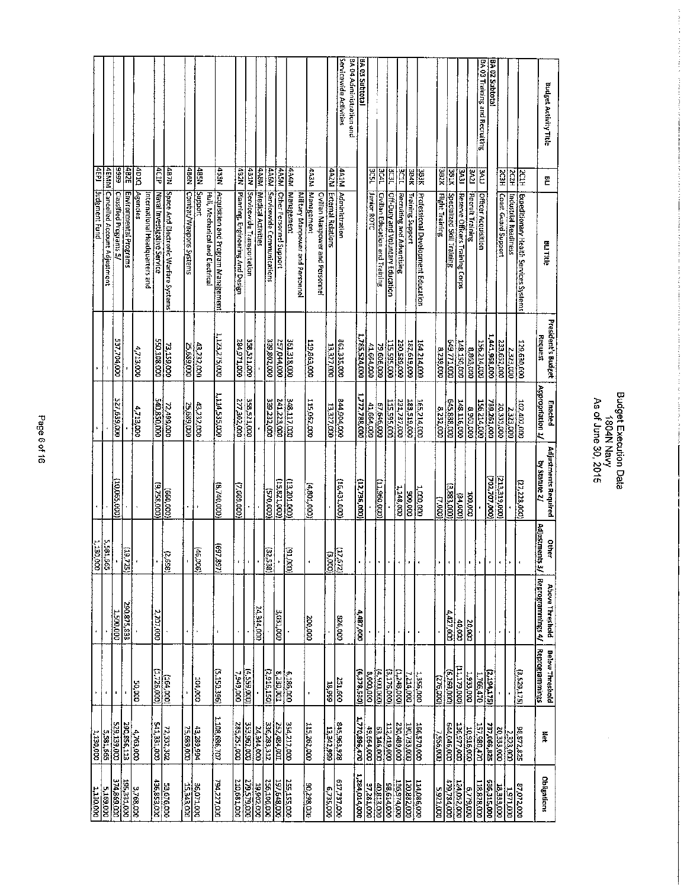# Budget Execution Data
## 1804N Navy
### As of June 30, 2016

| Budget Activity Title | BLI | BLI Title | President's Budget Request | Enacted Appropriation 1/ | Adjustments Required by Statue 2/ | Other Adjustments 3/ | Above Threshold Reprogrammings 4/ | Below Threshold Reprogrammings | Net | Obligations |
|---|---|---|---|---|---|---|---|---|---|---|
| | 2C1H | Expeditionary Health Services Systems | 129,630,000 | 102,401,000 | (27,228,000) | - | - | (3,529,175) | 98,872,825 | 87,072,000 |
| | 2C2H | Industrial Readiness | 2,323,000 | 2,323,000 | - | - | - | - | 2,323,000 | 1,971,000 |
| | 2C3H | Coast Guard Support | 233,652,000 | 20,333,000 | (213,319,000) | - | - | - | 20,333,000 | 18,333,000 |
| BA 02 Subtotal | | | 1,441,968,000 | 739,261,000 | (702,707,000) | - | - | (2,194,175) | 737,066,825 | 636,315,000 |
| BA 03 Training and Recruiting | 3A1J | Officer Acquisition | 156,214,000 | 156,214,000 | - | - | - | 1,766,470 | 157,980,470 | 118,828,000 |
| | 3A2J | Recruit Training | 8,863,000 | 8,963,000 | 100,000 | - | 20,000 | 1,933,000 | 10,916,000 | 6,779,000 |
| | 3A3J | Reserve Officers Training Corps | 148,150,000 | 148,116,000 | (34,000) | - | 40,000 | (11,179,000) | 136,977,000 | 124,052,000 |
| | 3B1K | Specialized Skill Training | 649,771,000 | 645,888,000 | (3,883,000) | - | 4,427,000 | (6,269,000) | 644,046,000 | 479,784,000 |
| | 3B2K | Flight Training | 8,239,000 | 8,232,000 | (7,000) | - | - | (276,000) | 7,956,000 | 5,923,000 |
| | 3B3K | Professional Development Education | 164,214,000 | 165,214,000 | 1,000,000 | - | - | 1,356,000 | 166,570,000 | 114,086,000 |
| | 3B4K | Training Support | 182,619,000 | 183,519,000 | 900,000 | - | - | 7,214,000 | 190,733,000 | 120,882,000 |
| | 3C1L | Recruiting and Advertising | 230,589,000 | 231,737,000 | 1,148,000 | - | - | (1,248,000) | 230,489,000 | 159,974,000 |
| | 3C3L | Off-Duty and Voluntary Education | 115,595,000 | 115,595,000 | - | - | - | (3,176,000) | 112,419,000 | 98,614,000 |
| | 3C4L | Civilian Education and Training | 79,606,000 | 67,646,000 | (11,960,000) | - | - | (4,400,000) | 63,146,000 | 40,813,000 |
| | 3C5L | Junior ROTC | 41,664,000 | 41,664,000 | - | - | - | 8,000,000 | 49,664,000 | 37,281,000 |
| BA 03 Subtotal | | | 1,785,524,000 | 1,772,788,000 | (12,736,000) | - | 4,487,000 | (6,378,530) | 1,770,896,470 | 1,284,014,000 |
| BA 04 Administration and Servicewide Activities | 4A1M | Administration | 861,335,000 | 844,904,000 | (16,431,000) | (17,572) | 826,000 | 251,600 | 845,963,928 | 617,737,000 |
| | 4A2M | External Relations | 13,327,000 | 13,327,000 | - | (3,000) | - | 18,999 | 13,342,999 | 6,735,000 |
| | 4A3M | Civilian Manpower and Personnel Management | 119,863,000 | 115,062,000 | (4,801,000) | - | 200,000 | - | 115,262,000 | 90,298,000 |
| | 4A4M | Military Manpower and Personnel Management | 361,318,000 | 348,117,000 | (13,201,000) | (91,000) | - | 6,185,000 | 354,211,000 | 255,155,000 |
| | 4A5M | Other Personnel Support | 257,044,000 | 241,223,000 | (15,821,000) | - | 3,031,000 | 8,230,001 | 252,484,001 | 197,648,000 |
| | 4A6M | Servicewide Communications | 339,802,000 | 339,232,000 | (570,000) | (32,538) | - | (2,916,150) | 336,283,312 | 256,106,000 |
| | 4A8M | Medical Activities | - | - | - | - | 24,344,000 | - | 24,344,000 | 19,902,000 |
| | 4B1N | Servicewide Transportation | 358,521,000 | 358,521,000 | - | - | - | (4,559,000) | 353,962,000 | 279,579,000 |
| | 4B2N | Planning, Engineering And Design | 284,971,000 | 277,302,000 | (7,669,000) | - | - | 7,949,000 | 285,251,000 | 210,681,000 |
| | 4B3N | Acquisition and Program Management | 1,123,275,000 | 1,114,535,000 | (8,740,000) | (697,897) | - | (5,150,396) | 1,108,686,707 | 794,227,000 |
| | 4B5N | Hull, Mechanical and Electrical Support | 43,232,000 | 43,232,000 | - | (46,006) | - | 104,000 | 43,289,994 | 36,071,000 |
| | 4B6N | Combat/Weapons Systems | 25,689,000 | 25,689,000 | - | - | - | - | 25,689,000 | 15,343,000 |
| | 4B7N | Space And Electronic Warfare Systems | 73,159,000 | 72,499,000 | (660,000) | (2,698) | - | (164,000) | 72,332,302 | 53,676,000 |
| | 4C1P | Naval Investigative Service | 550,108,000 | 540,850,000 | (9,258,000) | - | 2,207,000 | (1,726,000) | 541,331,000 | 436,853,000 |
| | 4D1Q | International Headquarters and Agencies | 4,713,000 | 4,713,000 | - | - | - | 50,000 | 4,763,000 | 3,768,000 |
| | 4B2E | Environmental Programs | - | - | - | (19,725) | 290,875,838 | - | 290,856,113 | 195,331,000 |
| | 9999 | Classified Programs 5/ | 537,704,000 | 527,639,000 | (10,065,000) | - | 1,500,000 | - | 529,139,000 | 374,869,000 |
| | 4EMM | Cancelled Account Adjustment | - | - | - | 5,581,665 | - | - | 5,581,665 | 5,169,000 |
| | 4EPJ | Judgment Fund | - | - | - | 1,130,000 | - | - | 1,130,000 | 1,130,000 |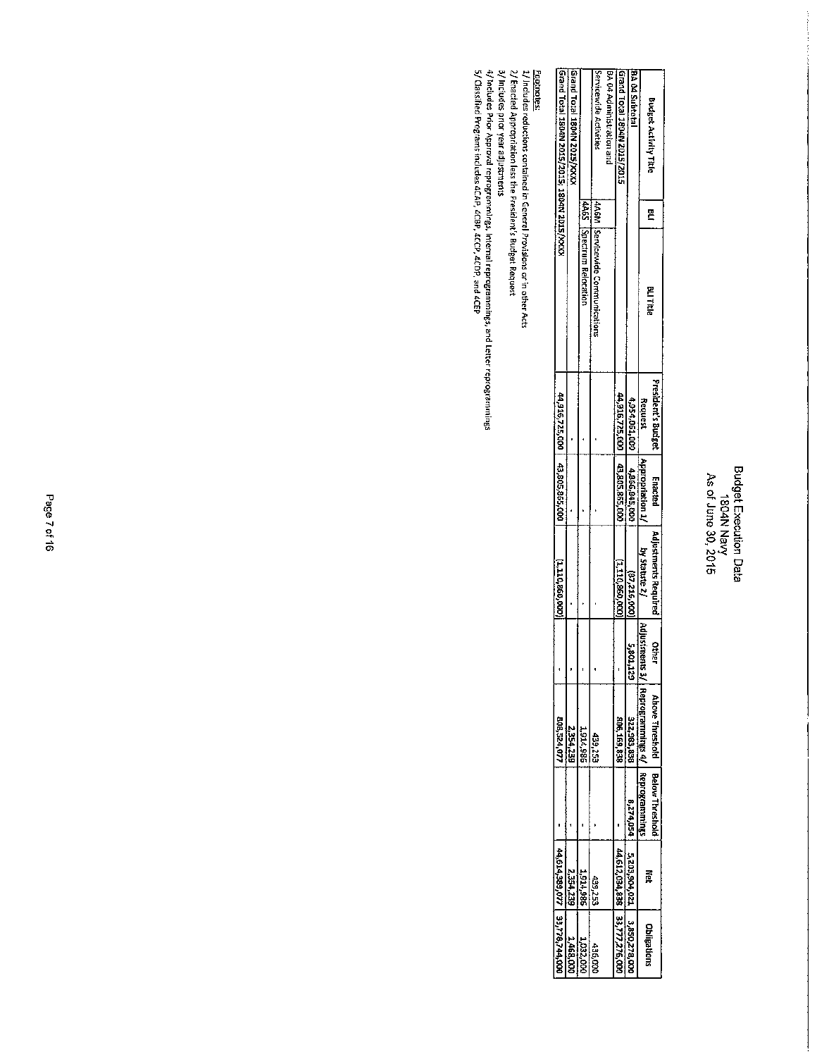# Budget Execution Data
## 1804N Navy
## As of June 30, 2015

| Budget Activity Title | BLI | BLI Title | President's Budget Request | Enacted Appropriation 1/ | Adjustments Required by Statute 2/ | Other Adjustments 3/ | Above Threshold Reprogrammings 4/ | Below Threshold Reprogrammings | Net | Obligations |
|---|---|---|---|---|---|---|---|---|---|---|
| BA 04 Subtotal | | | 4,954,061,000 | 4,866,845,000 | (87,216,000) | 5,800,129 | 322,983,838 | 8,274,054 | 5,203,904,021 | 3,850,278,000 |
| Grand Total 1804N 2015/2015 | | | 44,916,725,000 | 43,805,865,000 | (1,110,860,000) | - | 806,169,838 | - | 44,612,034,838 | 33,777,276,000 |
| BA 04 Administration and Servicewide Activities | 4A6M | Servicewide Communications | - | - | - | - | 439,253 | - | 439,253 | 436,000 |
| | 4A6S | Spectrum Relocation | - | - | - | - | 1,914,986 | - | 1,914,986 | 1,032,000 |
| Grand Total 1804N 2015/XXXX | | | - | - | - | - | 2,354,239 | - | 2,354,239 | 1,468,000 |
| Grand Total 1804N 2015/2015; 1804N 2015/XXXX | | | 44,916,725,000 | 43,805,865,000 | (1,110,860,000) | - | 808,524,077 | - | 44,614,389,077 | 33,778,744,000 |

Footnotes:

1/ Includes reductions contained in General Provisions or in other Acts

2/ Enacted Appropriation less the President's Budget Request

3/ Includes prior year adjustments

4/ Includes Prior Approval reprogrammings, Internal reprogrammings, and Letter reprogrammings

5/ Classified Programs includes 4CAP, 4CBP, 4CCP, 4CDP, and 4CEP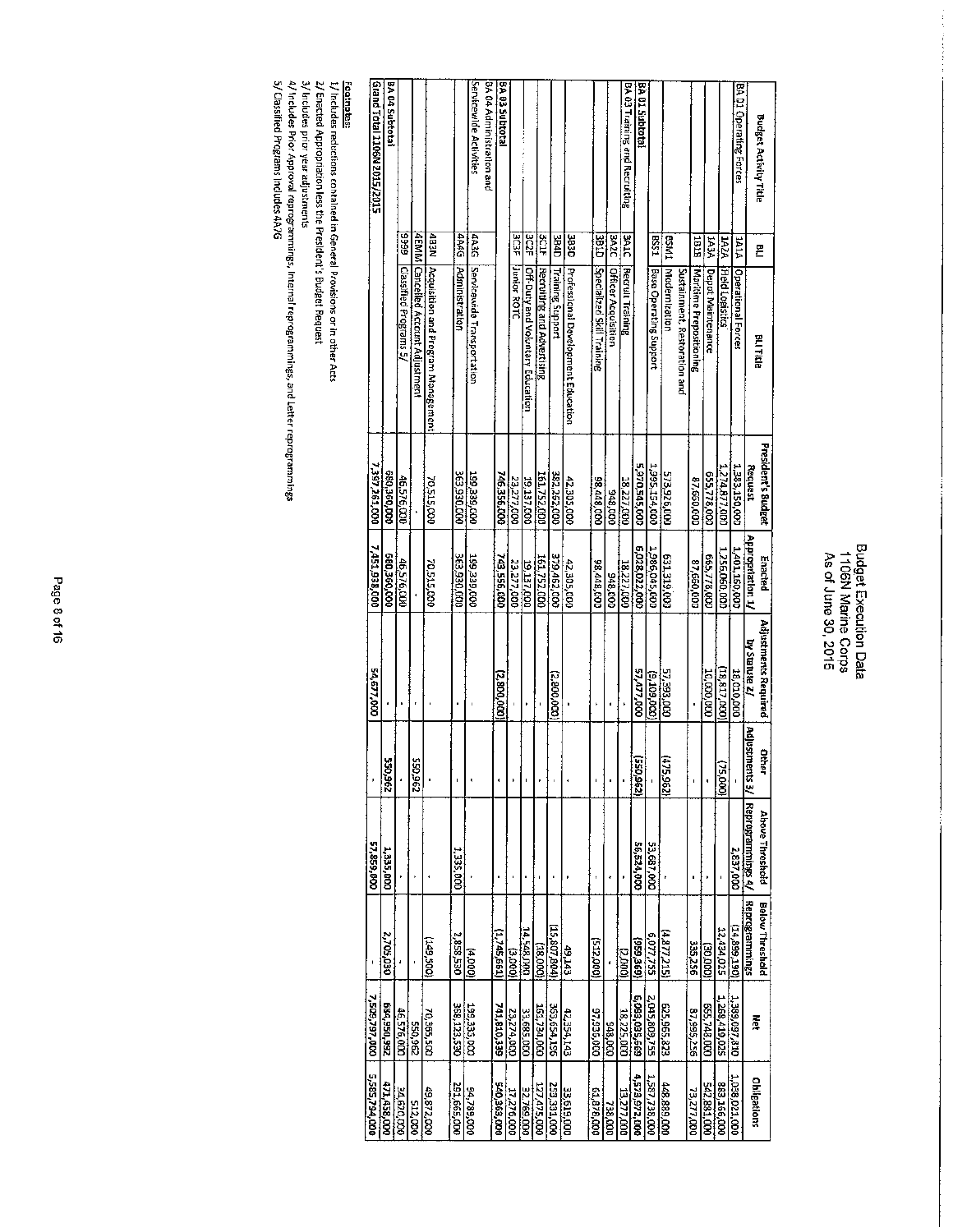# Budget Execution Data
## 1106N Marine Corps
### As of June 30, 2015

| Budget Activity Title | BLI | BLI Title | President's Budget Request | Enacted Appropriation 1/ | Adjustments Required by Statute 2/ | Other Adjustments 3/ | Above Threshold Reprogrammings 4/ | Below Threshold Reprogrammings | Net | Obligations |
|---|---|---|---|---|---|---|---|---|---|---|
| BA 01 Operating Forces | 1A1A | Operational Forces | 1,383,150,000 | 1,401,160,000 | 18,010,000 | - | 2,637,000 | (14,099,190) | 1,389,697,830 | 1,038,021,000 |
| | 1A2A | Field Logistics | 1,274,877,000 | 1,256,060,000 | (18,817,000) | (75,000) | - | 12,434,025 | 1,268,419,025 | 883,166,000 |
| | 1A3A | Depot Maintenance | 655,778,000 | 665,778,000 | 10,000,000 | - | - | (30,000) | 665,748,000 | 542,883,000 |
| | 1B1B | Maritime Prepositioning | 87,660,000 | 87,660,000 | - | - | - | 335,256 | 87,995,256 | 73,277,000 |
| | BSM1 | Sustainment, Restoration and Modernization | 573,926,000 | 631,319,000 | 57,393,000 | (475,962) | - | (4,877,215) | 625,965,823 | 448,889,000 |
| | BSS1 | Base Operating Support | 1,995,154,000 | 1,986,045,000 | (9,109,000) | - | 53,687,000 | 6,077,755 | 2,045,809,755 | 1,587,736,000 |
| BA 01 Subtotal | | | 5,970,545,000 | 6,028,022,000 | 57,477,000 | (550,962) | 56,324,000 | (959,369) | 6,083,635,669 | 4,573,972,000 |
| BA 03 Training and Recruiting | 3A1C | Recruit Training | 18,227,000 | 18,227,000 | - | - | - | (2,000) | 18,225,000 | 13,277,000 |
| | 3A2C | Officer Acquisition | 948,000 | 948,000 | - | - | - | - | 948,000 | 738,000 |
| | 3B1D | Specialized Skill Training | 98,448,000 | 98,448,000 | - | - | - | (512,000) | 97,936,000 | 61,878,000 |
| | 3B3D | Professional Development Education | 42,305,000 | 42,305,000 | - | - | - | 49,143 | 42,354,143 | 33,619,000 |
| | 3B4D | Training Support | 382,262,000 | 379,462,000 | (2,800,000) | - | - | (15,807,804) | 363,654,196 | 253,331,000 |
| | 3C1F | Recruiting and Advertising | 161,752,000 | 161,752,000 | - | - | - | (18,000) | 161,734,000 | 127,475,000 |
| | 3C2F | Off-Duty and Voluntary Education | 19,157,000 | 19,157,000 | - | - | - | 14,548,000 | 33,705,000 | 32,769,000 |
| | 3C3F | Junior ROTC | 23,277,000 | 23,277,000 | - | - | - | (3,000) | 23,274,000 | 17,276,000 |
| BA 03 Subtotal | | | 746,356,000 | 743,556,000 | (2,800,000) | - | - | (1,745,661) | 741,810,339 | 540,363,000 |
| BA 04 Administration and Servicewide Activities | 4A3G | Servicewide Transportation | 199,339,000 | 199,339,000 | - | - | - | (4,000) | 199,335,000 | 94,789,000 |
| | 4A4G | Administration | 363,930,000 | 363,930,000 | - | - | 1,335,000 | 2,858,530 | 368,123,530 | 291,665,000 |
| | 4B3N | Acquisition and Program Management | 70,515,000 | 70,515,000 | - | - | - | (149,500) | 70,365,500 | 49,872,000 |
| | 4EMM | Cancelled Account Adjustment | - | - | - | 550,962 | - | - | 550,962 | 512,000 |
| | 9999 | Classified Programs 5/ | 46,576,000 | 46,576,000 | - | - | - | - | 46,576,000 | 34,620,000 |
| BA 04 Subtotal | | | 680,360,000 | 680,360,000 | - | 550,962 | 1,335,000 | 2,705,030 | 684,950,992 | 471,458,000 |
| Grand Total 1106N 2015/2015 | | | 7,397,261,000 | 7,451,938,000 | 54,677,000 | - | 57,659,000 | - | 7,509,597,000 | 5,585,794,000 |

**Footnotes:**

1/ Includes reductions contained in General Provisions or in other Acts

2/ Enacted Appropriation less the President's Budget Request

3/ Includes prior year adjustments

4/ Includes Prior Approval reprogrammings, Internal reprogrammings, and Letter reprogrammings

5/ Classified Programs includes 4A7G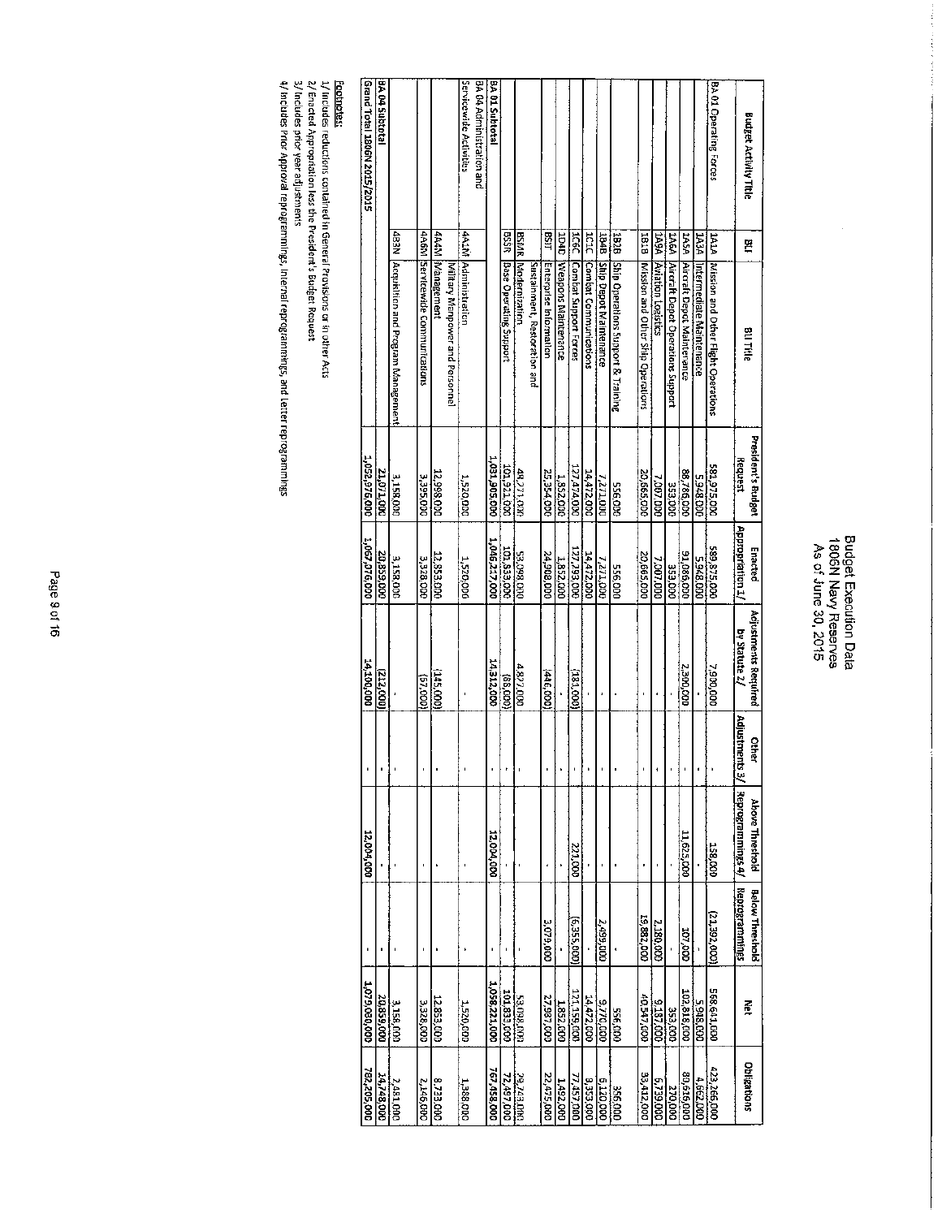# Budget Execution Data
## 1806N Navy Reserves
### As of June 30, 2015

| Budget Activity Title | BLI | BLI Title | President's Budget Request | Enacted Appropriation 1/ | Adjustments Required by Statute 2/ | Other Adjustments 3/ | Above Threshold Reprogrammings 4/ | Below Threshold Reprogrammings | Net | Obligations |
|---|---|---|---|---|---|---|---|---|---|---|
| BA 01 Operating Forces | 1A1A | Mission and Other Flight Operations | 581,975,000 | 589,875,000 | 7,900,000 | - | 158,000 | (21,392,000) | 568,641,000 | 423,266,000 |
| | 1A3A | Intermediate Maintenance | 5,948,000 | 5,948,000 | - | - | - | - | 5,948,000 | 4,662,000 |
| | 1A5A | Aircraft Depot Maintenance | 88,786,000 | 91,086,000 | 2,300,000 | - | 11,625,000 | 107,000 | 102,818,000 | 80,616,000 |
| | 1A6A | Aircraft Depot Operations Support | 353,000 | 353,000 | - | - | - | - | 353,000 | 270,000 |
| | 1A9A | Aviation Logistics | 7,007,000 | 7,007,000 | - | - | - | 2,180,000 | 9,187,000 | 6,739,000 |
| | 1B1B | Mission and Other Ship Operations | 20,665,000 | 20,665,000 | - | - | - | 19,882,000 | 40,547,000 | 33,432,000 |
| | 1B2B | Ship Operations Support & Training | 556,000 | 556,000 | - | - | - | - | 556,000 | 356,000 |
| | 1B4B | Ship Depot Maintenance | 7,271,000 | 7,271,000 | - | - | - | 2,499,000 | 9,770,000 | 6,120,000 |
| | 1C1C | Combat Communications | 14,472,000 | 14,472,000 | - | - | - | - | 14,472,000 | 8,353,000 |
| | 1C6C | Combat Support Forces | 127,474,000 | 127,293,000 | (181,000) | - | 221,000 | (6,355,000) | 121,159,000 | 77,457,000 |
| | 1D4D | Weapons Maintenance | 1,852,000 | 1,852,000 | - | - | - | - | 1,852,000 | 1,492,000 |
| | BSIT | Enterprise Information | 25,354,000 | 24,908,000 | (446,000) | - | - | 3,079,000 | 27,987,000 | 22,475,000 |
| | BSMR | Sustainment, Restoration and Modernization | 48,221,000 | 53,098,000 | 4,877,000 | - | - | - | 53,098,000 | 29,743,000 |
| | BSSR | Base Operating Support | 101,921,000 | 101,833,000 | (88,000) | - | - | - | 101,833,000 | 72,497,000 |
| BA 01 Subtotal | | | 1,031,905,000 | 1,046,217,000 | 14,312,000 | - | 12,004,000 | - | 1,058,221,000 | 767,458,000 |
| BA 04 Administration and Servicewide Activities | 4A1M | Administration | 1,520,000 | 1,520,000 | - | - | - | - | 1,520,000 | 1,388,000 |
| | 4A4M | Military Manpower and Personnel Management | 12,998,000 | 12,853,000 | (145,000) | - | - | - | 12,853,000 | 8,733,000 |
| | 4A6M | Servicewide Communications | 3,395,000 | 3,328,000 | (67,000) | - | - | - | 3,328,000 | 2,146,000 |
| | 4B3N | Acquisition and Program Management | 3,158,000 | 3,158,000 | - | - | - | - | 3,158,000 | 2,481,000 |
| BA 04 Subtotal | | | 21,071,000 | 20,859,000 | (212,000) | - | - | - | 20,859,000 | 14,748,000 |
| Grand Total 1806N 2015/2015 | | | 1,052,976,000 | 1,067,076,000 | 14,100,000 | - | 12,004,000 | - | 1,079,080,000 | 782,205,000 |

**Footnotes:**

1/ Includes reductions contained in General Provisions or in other Acts

2/ Enacted Appropriation less the President's Budget Request

3/ Includes prior year adjustments

4/ Includes Prior Approval reprogrammings, Internal reprogrammings, and Letter reprogrammings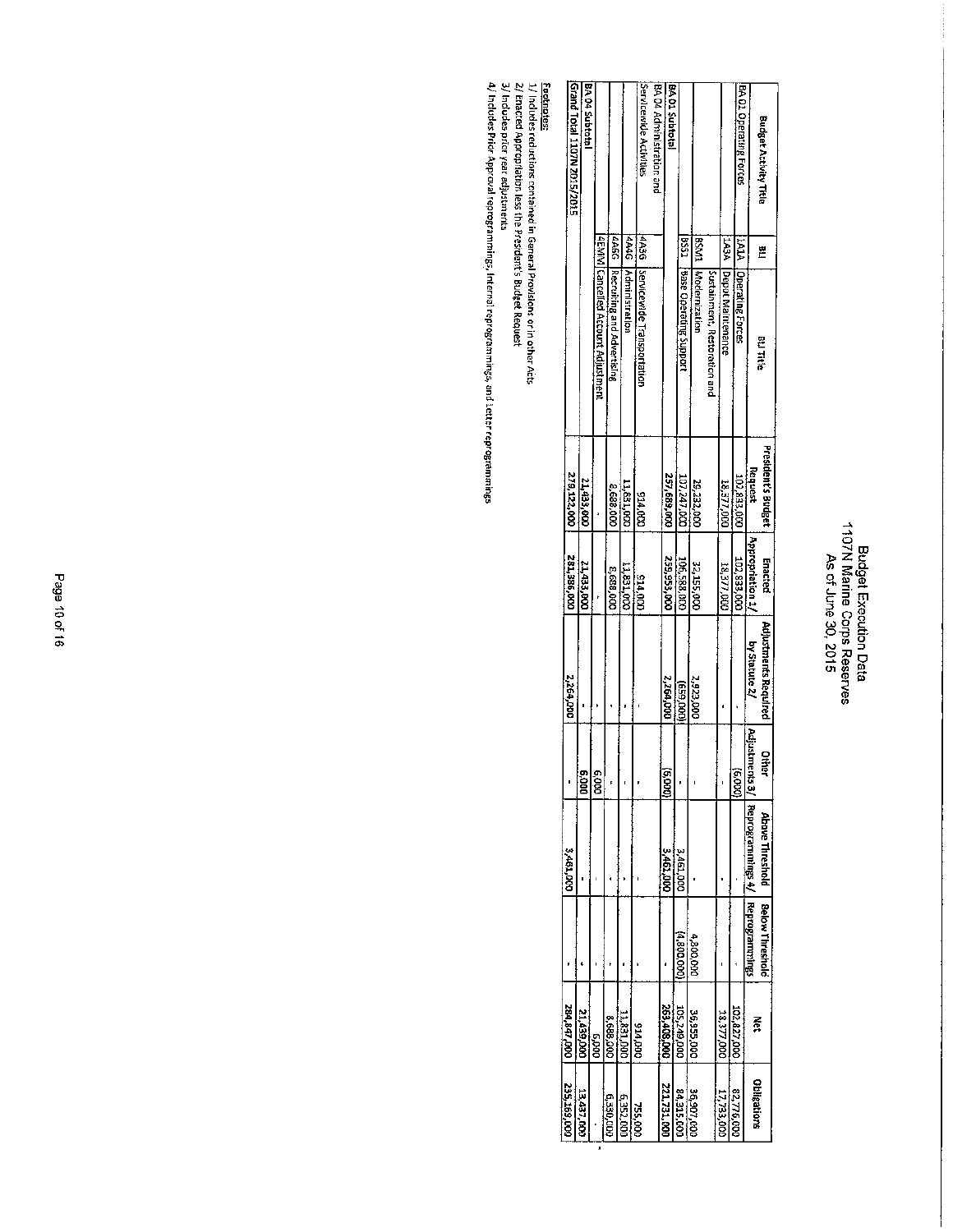# Budget Execution Data
## 1107N Marine Corps Reserves
### As of June 30, 2015

| Budget Activity Title | BLI | BLI Title | President's Budget Request | Enacted Appropriation 1/ | Adjustments Required by Statute 2/ | Other Adjustments 3/ | Above Threshold Reprogrammings 4/ | Below Threshold Reprogrammings | Net | Obligations |
|---|---|---|---|---|---|---|---|---|---|---|
| BA 01 Operating Forces | 1A1A | Operating Forces | 102,833,000 | 102,833,000 | - | (6,000) | - | - | 102,827,000 | 82,776,000 |
| | 1A3A | Depot Maintenance | 18,377,000 | 18,377,000 | - | - | - | - | 18,377,000 | 17,733,000 |
| | BSM1 | Sustainment, Restoration and Modernization | 29,232,000 | 32,155,000 | 2,923,000 | - | - | 4,800,000 | 36,955,000 | 36,907,000 |
| | BSS1 | Base Operating Support | 107,247,000 | 106,588,000 | (659,000) | - | 3,461,000 | (4,800,000) | 105,249,000 | 84,315,000 |
| BA 01 Subtotal | | | 257,689,000 | 259,953,000 | 2,264,000 | (6,000) | 3,461,000 | - | 263,408,000 | 221,731,000 |
| BA 04 Administration and Servicewide Activities | 4A3G | Servicewide Transportation | 914,000 | 914,000 | - | - | - | - | 914,000 | 755,000 |
| | 4A4G | Administration | 11,831,000 | 11,831,000 | - | - | - | - | 11,831,000 | 6,352,000 |
| | 4A6G | Recruiting and Advertising | 8,688,000 | 8,688,000 | - | - | - | - | 8,688,000 | 6,330,000 |
| | 4EMM | Cancelled Account Adjustment | - | - | - | 6,000 | - | - | 6,000 | - |
| BA 04 Subtotal | | | 21,433,000 | 21,433,000 | - | 6,000 | - | - | 21,439,000 | 13,437,000 |
| Grand Total 1107N 2015/2015 | | | 279,122,000 | 281,386,000 | 2,264,000 | - | 3,461,000 | - | 284,847,000 | 235,169,000 |

**Footnotes:**

1/ Includes reductions contained in General Provisions or in other Acts

2/ Enacted appropriation less the President's Budget Request

3/ Includes prior year adjustments

4/ Includes Prior Approval reprogrammings, Internal reprogrammings, and Letter reprogrammings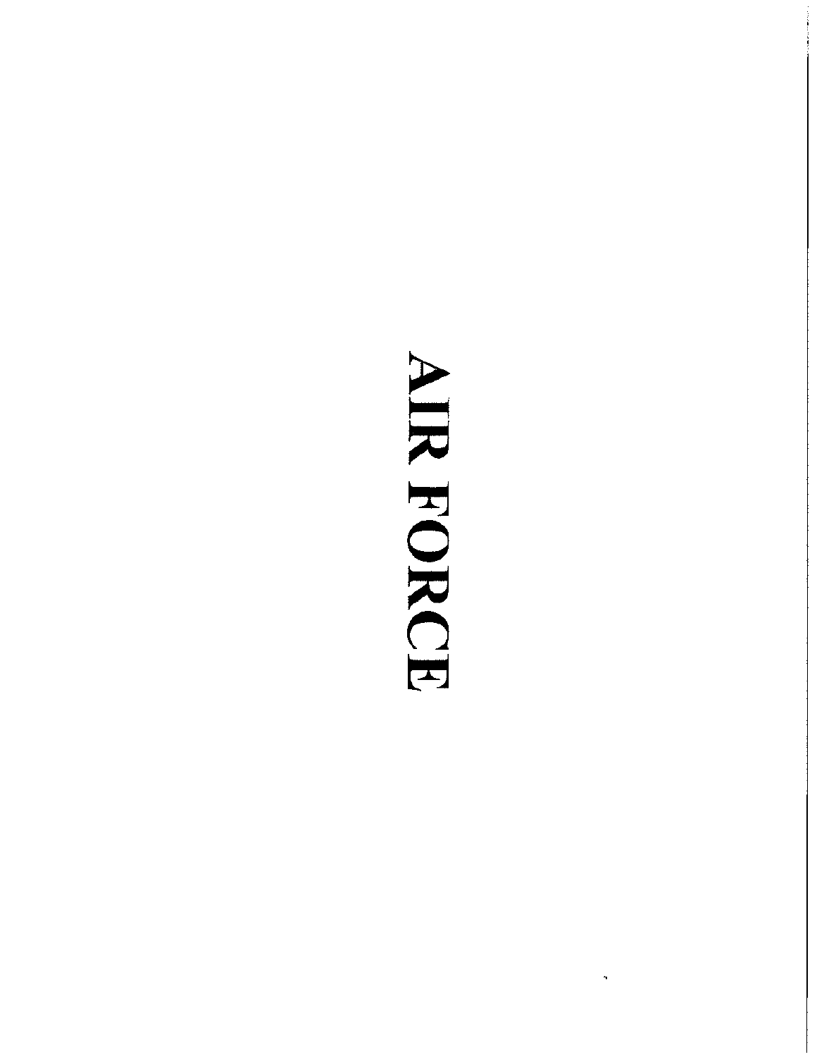# AIR FORCE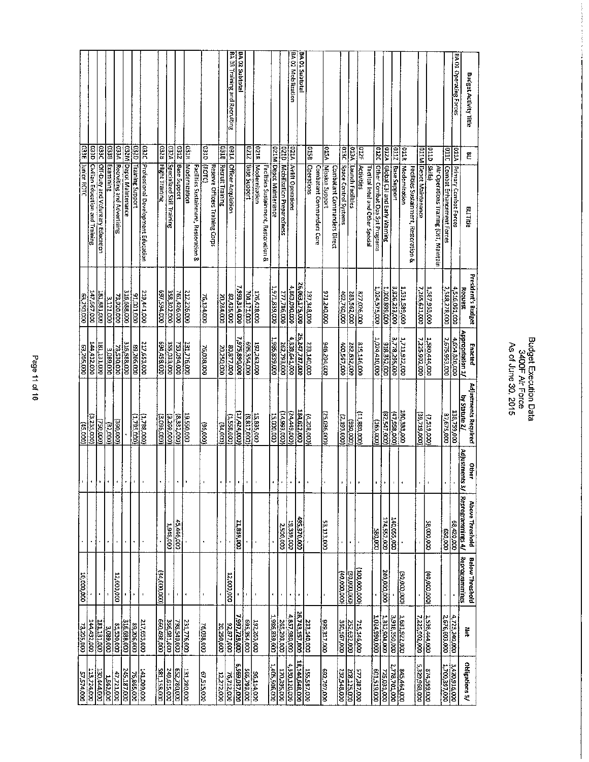# Budget Execution Data
## 3400F Air Force
### As of June 30, 2015

| Budget Activity Title | BLI | BLI Title | President's Budget Request | Enacted Appropriation 1/ | Adjustments Required by Statute 2/ | Other Adjustments 3/ | Above Threshold Reprogrammings 4/ | Below Threshold Reprogrammings | Net | Obligations 5/ |
|---|---|---|---|---|---|---|---|---|---|---|
| BA 01 Operating Forces | 011A | Primary Combat Forces | 4,516,061,000 | 4,654,820,000 | 138,759,000 | - | 68,420,000 | - | 4,723,240,000 | 3,420,916,000 |
| | 011C | Combat Enhancement Forces | 2,588,278,000 | 2,675,953,000 | 87,675,000 | - | 650,000 | - | 2,676,603,000 | 1,700,397,000 |
| | 011D | Air Operations Training (OJT, Maintain Skills) | 1,587,963,000 | 1,580,444,000 | (7,519,000) | - | 58,000,000 | (40,000,000) | 1,598,444,000 | 874,599,000 |
| | 011M | Depot Maintenance | 7,265,621,000 | 7,225,902,000 | (39,719,000) | - | - | - | 7,225,902,000 | 5,329,968,000 |
| | 011R | Facilities Sustainment, Restoration & Modernization | 1,531,589,000 | 1,711,922,000 | 180,333,000 | - | - | (30,000,000) | 1,681,922,000 | 845,464,000 |
| | 011Z | Base Support | 3,326,253,000 | 3,778,295,000 | (47,958,000) | - | 140,055,000 | - | 3,918,350,000 | 2,778,701,000 |
| | 012A | Global C3I and Early Warning | 1,000,899,000 | 918,352,000 | (82,547,000) | - | 174,552,000 | 240,000,000 | 1,332,904,000 | 735,033,000 |
| | 012C | Other Combat Ops Spt Programs | 1,024,575,000 | 1,024,410,000 | (165,000) | - | 580,000 | - | 1,024,990,000 | 601,519,000 |
| | 012F | Tactical Intel and Other Special Activities | 827,026,000 | 815,146,000 | (11,880,000) | - | - | (100,000,000) | 715,146,000 | 577,387,000 |
| | 013A | Launch Facilities | 283,562,000 | 282,632,000 | (930,000) | - | - | (30,000,000) | 252,632,000 | 208,125,000 |
| | 013C | Space Control Systems | 402,760,000 | 400,567,000 | (2,193,000) | - | - | (40,000,000) | 360,567,000 | 232,548,000 |
| | 015A | Combatant Commanders Direct Mission Support | 971,240,000 | 946,204,000 | (25,036,000) | - | 53,113,000 | - | 999,317,000 | 692,707,000 |
| | 015B | Combatant Commanders Core Operations | 237,348,000 | 233,140,000 | (4,208,000) | - | - | - | 233,140,000 | 155,587,000 |
| BA 01 Subtotal | | | 26,063,175,000 | 26,247,787,000 | 184,612,000 | - | 495,370,000 | - | 26,743,157,000 | 18,144,548,000 |
| BA 02 Mobilization | 021A | Airlift Operations | 4,863,090,000 | 4,838,641,000 | (24,449,000) | - | 19,339,000 | - | 4,857,980,000 | 4,330,120,000 |
| | 021D | Mobilization Preparedness | 277,736,000 | 262,793,000 | (14,943,000) | - | 2,500,000 | - | 265,293,000 | 170,295,000 |
| | 021M | Depot Maintenance | 1,971,839,000 | 1,986,839,000 | 15,000,000 | - | - | - | 1,986,839,000 | 1,406,506,000 |
| | 021R | Facilities Sustainment, Restoration & Modernization | 176,428,000 | 192,263,000 | 15,835,000 | - | - | - | 192,263,000 | 96,114,000 |
| | 021Z | Base Support | 704,171,000 | 695,354,000 | (8,817,000) | - | - | - | 695,354,000 | 566,793,000 |
| BA 02 Subtotal | | | 7,993,314,000 | 7,975,890,000 | (17,424,000) | - | 21,839,000 | - | 7,997,729,000 | 6,569,827,000 |
| BA 03 Training and Recruiting | 031A | Officer Acquisition | 82,435,000 | 80,877,000 | (1,558,000) | - | - | 12,000,000 | 92,877,000 | 76,712,000 |
| | 031B | Recruit Training | 20,284,000 | 20,250,000 | (34,000) | - | - | - | 20,250,000 | 12,272,000 |
| | 031D | Reserve Officers Training Corps (ROTC) | 76,134,000 | 76,038,000 | (96,000) | - | - | - | 76,038,000 | 67,515,000 |
| | 031R | Facilities Sustainment, Restoration & Modernization | 212,226,000 | 231,776,000 | 19,550,000 | - | - | - | 231,776,000 | 131,280,000 |
| | 031Z | Base Support | 761,426,000 | 753,094,000 | (8,332,000) | - | 45,446,000 | - | 798,540,000 | 632,780,000 |
| | 032A | Specialized Skill Training | 358,302,000 | 355,033,000 | (3,269,000) | - | 1,948,000 | - | 356,981,000 | 249,615,000 |
| | 032B | Flight Training | 697,594,000 | 694,498,000 | (3,096,000) | - | - | (34,000,000) | 660,498,000 | 581,158,000 |
| | 032C | Professional Development Education | 219,441,000 | 217,653,000 | (1,788,000) | - | - | - | 217,653,000 | 141,009,000 |
| | 032D | Training Support | 91,001,000 | 89,206,000 | (1,795,000) | - | - | - | 89,206,000 | 76,865,000 |
| | 032M | Depot Maintenance | 316,688,000 | 316,688,000 | - | - | - | - | 316,688,000 | 245,187,000 |
| | 033A | Recruiting and Advertising | 73,920,000 | 73,530,000 | (390,000) | - | - | 12,000,000 | 85,530,000 | 47,721,000 |
| | 033B | Examining | 3,121,000 | 3,089,000 | (32,000) | - | - | - | 3,089,000 | 1,562,000 |
| | 033C | Off-Duty and Voluntary Education | 181,881,000 | 181,131,000 | (750,000) | - | - | - | 181,131,000 | 130,444,000 |
| | 033D | Civilian Education and Training | 147,667,000 | 144,432,000 | (3,235,000) | - | - | - | 144,432,000 | 115,724,000 |
| | 033E | Junior ROTC | 63,250,000 | 63,205,000 | (45,000) | - | - | 10,000,000 | 73,205,000 | 57,574,000 |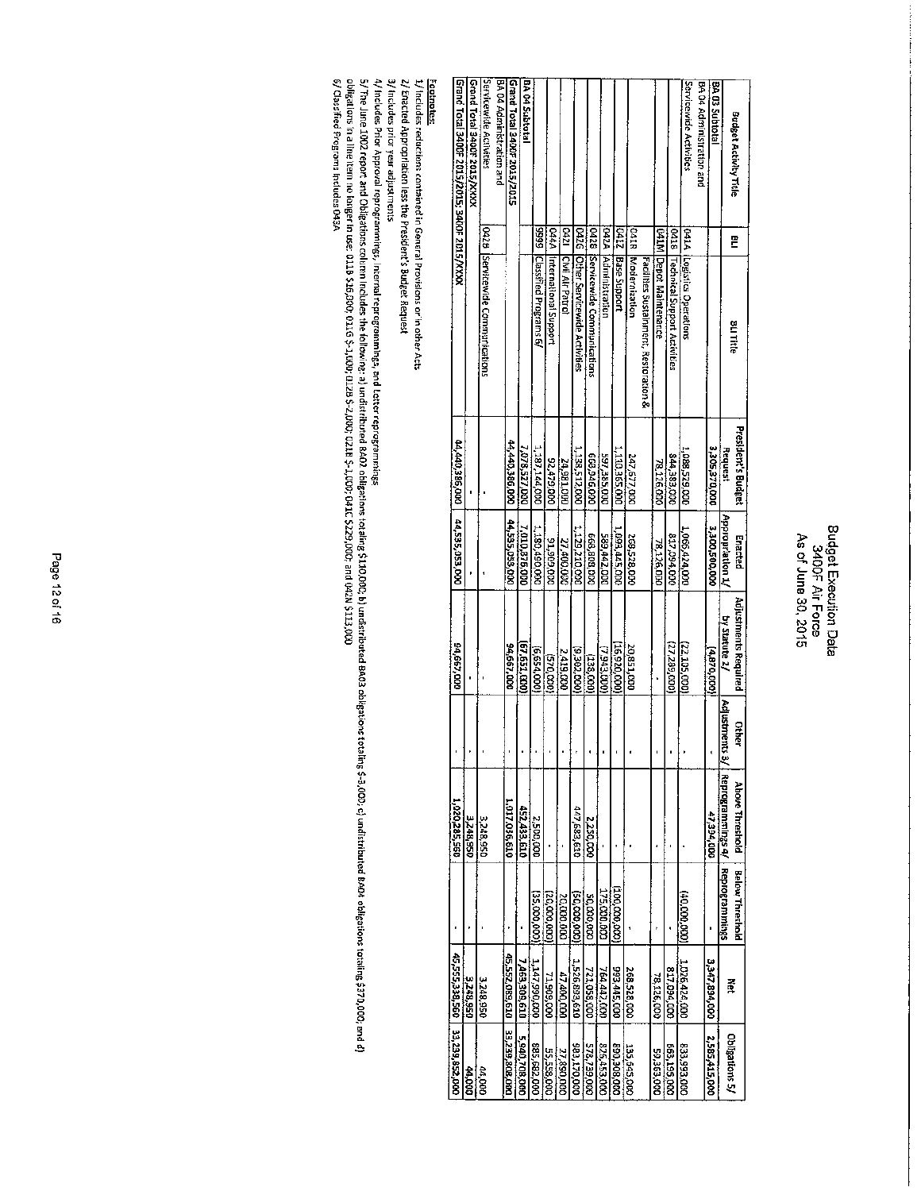# Budget Execution Data
## 3400F Air Force
### As of June 30, 2015

| Budget Activity Title | BLI | BLI Title | President's Budget Request | Enacted Appropriation 1/ | Adjustments Required by Statute 2/ | Other Adjustments 3/ | Above Threshold Reprogrammings 4/ | Below Threshold Reprogrammings | Net | Obligations 5/ |
|---|---|---|---|---|---|---|---|---|---|---|
| BA 03 Subtotal | | | 3,305,870,000 | 3,300,560,000 | (4,870,000) | - | 47,334,000 | - | 3,347,894,000 | 2,565,415,000 |
| BA 04 Administration and Servicewide Activities | 041A | Logistics Operations | 1,088,529,000 | 1,066,424,000 | (22,105,000) | - | - | (40,000,000) | 1,026,424,000 | 833,993,000 |
| | 041B | Technical Support Activities | 844,383,000 | 817,094,000 | (27,289,000) | - | - | - | 817,094,000 | 663,195,000 |
| | 041M | Depot Maintenance | 78,126,000 | 78,126,000 | - | - | - | - | 78,126,000 | 59,363,000 |
| | 041R | Facilities Sustainment, Restoration & Modernization | 247,677,000 | 268,528,000 | 20,851,000 | - | - | - | 268,528,000 | 135,545,000 |
| | 041Z | Base Support | 1,110,365,000 | 1,093,445,000 | (16,920,000) | - | - | (100,000,000) | 993,445,000 | 890,308,000 |
| | 042A | Administration | 597,385,000 | 589,442,000 | (7,943,000) | - | - | 175,000,000 | 764,442,000 | 826,453,000 |
| | 042B | Servicewide Communications | 668,946,000 | 668,808,000 | (138,000) | - | 2,250,000 | 50,000,000 | 721,058,000 | 578,739,000 |
| | 042G | Other Servicewide Activities | 1,138,512,000 | 1,129,210,000 | (9,302,000) | - | 447,683,610 | (50,000,000) | 1,526,893,610 | 983,170,000 |
| | 042I | Civil Air Patrol | 24,981,000 | 27,400,000 | 2,419,000 | - | - | 20,000,000 | 47,400,000 | 37,890,000 |
| | 044A | International Support | 92,479,000 | 91,909,000 | (570,000) | - | - | (20,000,000) | 71,909,000 | 55,558,000 |
| | 9999 | Classified Programs 6/ | 1,187,144,000 | 1,180,490,000 | (6,654,000) | - | 2,500,000 | (35,000,000) | 1,147,990,000 | 885,682,000 |
| BA 04 Subtotal | | | 7,078,527,000 | 7,010,876,000 | (67,651,000) | - | 452,433,610 | - | 7,463,309,610 | 5,940,708,000 |
| Grand Total 3400F 2015/2015 | | | 44,440,386,000 | 44,535,053,000 | 94,667,000 | - | 1,017,036,610 | - | 45,552,089,610 | 33,239,808,000 |
| BA 04 Administration and Servicewide Activities | 042B | Servicewide Communications | - | - | - | - | 3,248,950 | - | 3,248,950 | 44,000 |
| Grand Total 3400F 2015/XXXX | | | - | - | - | - | 3,248,950 | - | 3,248,950 | 44,000 |
| Grand Total 3400F 2015/2015, 3400F 2015/XXXX | | | 44,440,386,000 | 44,535,053,000 | 94,667,000 | - | 1,020,285,560 | - | 45,555,338,560 | 33,239,852,000 |

**Footnotes:**

1/ Includes reductions contained in General Provisions or in other Acts

2/ Enacted Appropriation less the President's Budget Request

3/ Includes prior year adjustments

4/ Includes Prior Approval reprogrammings, internal reprogrammings, and Letter reprogrammings

5/ The June 1002 report and Obligations column includes the following: a) undistributed BA02 obligations totaling $110,000; b) undistributed BA03 obligations totaling $-3,000; c) undistributed BA04 obligations totaling $370,000; and d) obligations in a line item no longer in use: 011B $16,000; 011G $-1,000; 012B $-2,000; 021B $-1,000; 041C $229,000; and 042N $113,000

6/ Classified Programs includes 043A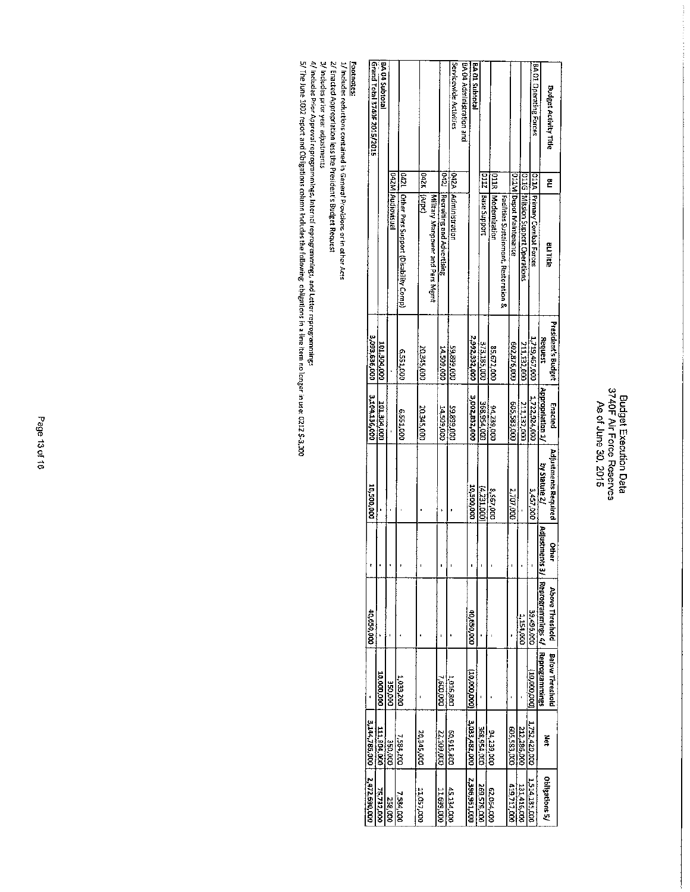# Budget Execution Data
## 3740F Air Force Reserves
### As of June 30, 2015

| Budget Activity Title | BLI | BLI Title | President's Budget Request | Enacted Appropriation 1/ | Adjustments Required by Statute 2/ | Other Adjustments 3/ | Above Threshold Reprogrammings 4/ | Below Threshold Reprogrammings | Net | Obligations 5/ |
|---|---|---|---|---|---|---|---|---|---|---|
| BA 01 Operating Forces | 011A | Primary Combat Forces | 1,719,467,000 | 1,722,924,000 | 3,457,000 | - | 39,496,000 | (10,000,000) | 1,752,420,000 | 1,514,185,000 |
| | 011G | Mission Support Operations | 211,132,000 | 211,132,000 | - | - | 1,154,000 | - | 212,286,000 | 131,416,000 |
| | 011M | Depot Maintenance | 602,876,000 | 605,583,000 | 2,707,000 | - | - | - | 605,583,000 | 419,717,000 |
| | 011R | Facilities Sustainment, Restoration & Modernization | 85,672,000 | 94,239,000 | 8,567,000 | - | - | - | 94,239,000 | 62,064,000 |
| | 011Z | Base Support | 373,185,000 | 368,954,000 | (4,231,000) | - | - | - | 368,954,000 | 269,579,000 |
| BA 01 Subtotal | | | 2,992,332,000 | 3,002,832,000 | 10,500,000 | - | 40,650,000 | (10,000,000) | 3,033,482,000 | 2,396,961,000 |
| BA 04 Administration and Servicewide Activities | 042A | Administration | 59,899,000 | 59,899,000 | - | - | - | 1,016,800 | 60,915,800 | 45,134,000 |
| | 042J | Recruiting and Advertising | 14,509,000 | 14,509,000 | - | - | - | 7,600,000 | 22,109,000 | 11,699,000 |
| | 042K | Military Manpower and Pers Mgmt (Arpc) | 20,345,000 | 20,345,000 | - | - | - | - | 20,345,000 | 11,067,000 |
| | 042L | Other Pers Support (Disability Comp) | 6,551,000 | 6,551,000 | - | - | - | 1,033,200 | 7,584,200 | 7,584,000 |
| | 042M | Audiovisual | - | - | - | - | - | 350,000 | 350,000 | 258,000 |
| BA 04 Subtotal | | | 101,304,000 | 101,304,000 | - | - | - | 10,000,000 | 111,304,000 | 75,732,000 |
| Grand Total 3740F 2015/2015 | | | 3,093,636,000 | 3,104,136,000 | 10,500,000 | - | 40,650,000 | - | 3,144,786,000 | 2,472,690,000 |

**Footnotes:**

1/ Includes reductions contained in General Provisions or in other Acts

2/ Enacted Appropriation less the President's Budget Request

3/ Includes prior year adjustments

4/ Includes Prior Approval reprogrammings, Internal reprogrammings, and Letter reprogrammings

5/ The June 1002 report and Obligations column includes the following obligations in a line item no longer in use: 021Z $-3,300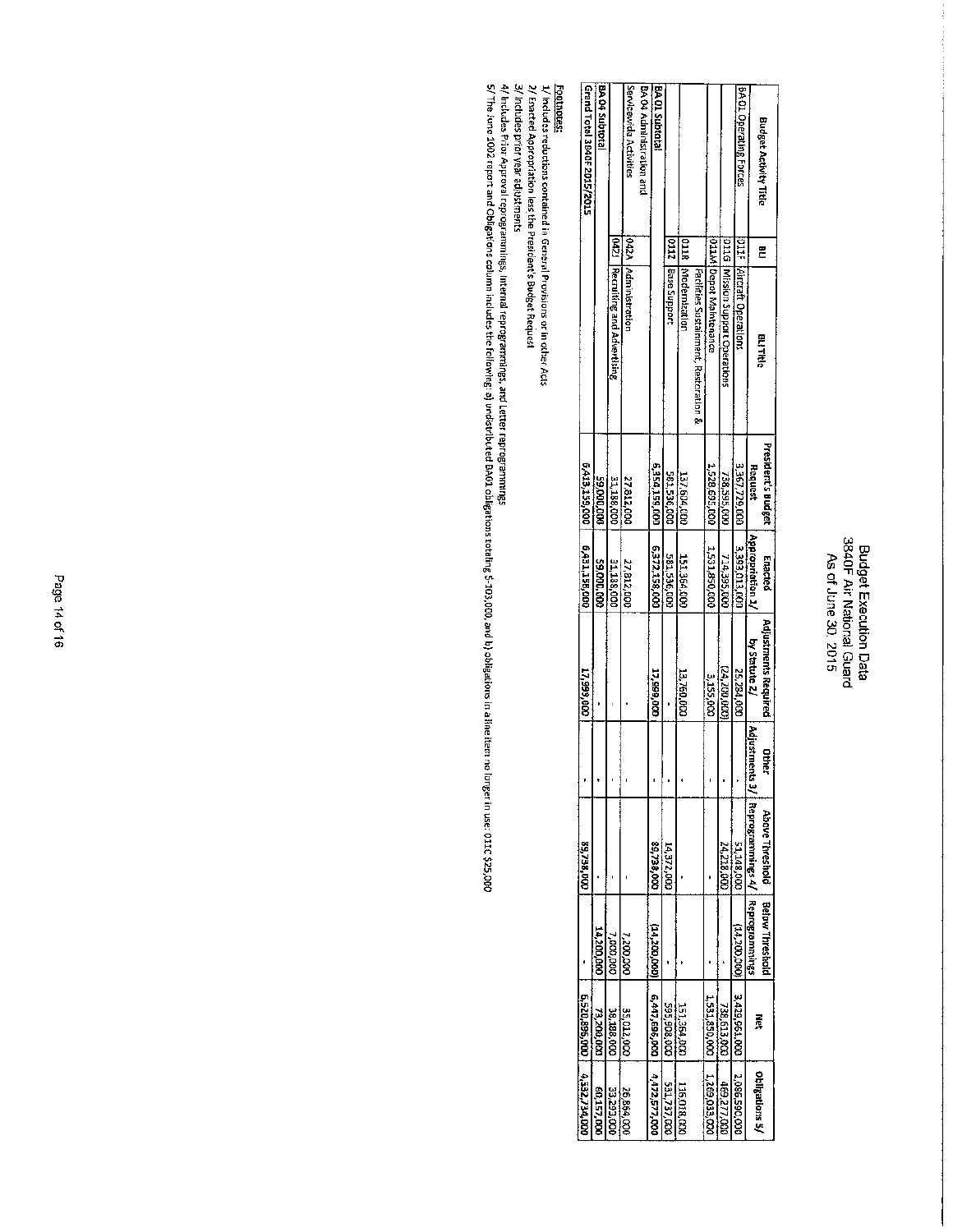# Budget Execution Data
## 3840F Air National Guard
### As of June 30, 2015

| Budget Activity Title | BLI | BLI Title | President's Budget Request | Enacted Appropriation 1/ | Adjustments Required by Statute 2/ | Other Adjustments 3/ | Above Threshold Reprogrammings 4/ | Below Threshold Reprogrammings | Net | Obligations 5/ |
|---|---|---|---|---|---|---|---|---|---|---|
| BA 01 Operating Forces | 011F | Aircraft Operations | 3,367,729,000 | 3,393,013,000 | 25,284,000 | - | 51,148,000 | (14,200,000) | 3,429,961,000 | 2,086,590,000 |
| | 011G | Mission Support Operations | 738,595,000 | 714,395,000 | (24,200,000) | - | 24,218,000 | - | 738,613,000 | 469,277,000 |
| | 011M | Depot Maintenance | 1,528,695,000 | 1,531,850,000 | 3,155,000 | - | - | - | 1,531,850,000 | 1,269,033,000 |
| | 011R | Facilities Sustainment, Restoration & Modernization | 137,604,000 | 151,364,000 | 13,760,000 | - | - | - | 151,364,000 | 116,018,000 |
| | 011Z | Base Support | 581,536,000 | 581,536,000 | - | - | 14,372,000 | - | 595,908,000 | 531,737,000 |
| BA 01 Subtotal | | | 6,354,159,000 | 6,372,158,000 | 17,999,000 | - | 89,738,000 | (14,200,000) | 6,447,696,000 | 4,472,577,000 |
| BA 04 Administration and Servicewide Activities | 042A | Administration | 27,812,000 | 27,812,000 | - | - | - | 7,200,000 | 35,012,000 | 26,864,000 |
| | 042J | Recruiting and Advertising | 31,188,000 | 31,188,000 | - | - | - | 7,000,000 | 38,188,000 | 33,293,000 |
| BA 04 Subtotal | | | 59,000,000 | 59,000,000 | - | - | - | 14,200,000 | 73,200,000 | 60,157,000 |
| Grand Total 3840F 2015/2015 | | | 6,413,159,000 | 6,431,158,000 | 17,999,000 | - | 89,738,000 | - | 6,520,896,000 | 4,532,734,000 |

**Footnotes:**

1/ Includes reductions contained in General Provisions or in other Acts

2/ Enacted Appropriation less the President's Budget Request

3/ Includes prior year adjustments

4/ Includes Prior Approval reprogrammings, internal reprogrammings, and Letter reprogrammings

5/ The June 2002 report and Obligations column includes the following: a) undistributed BA01 obligations totaling $-103,000, and b) obligations in a line item no longer in use: 011C $25,000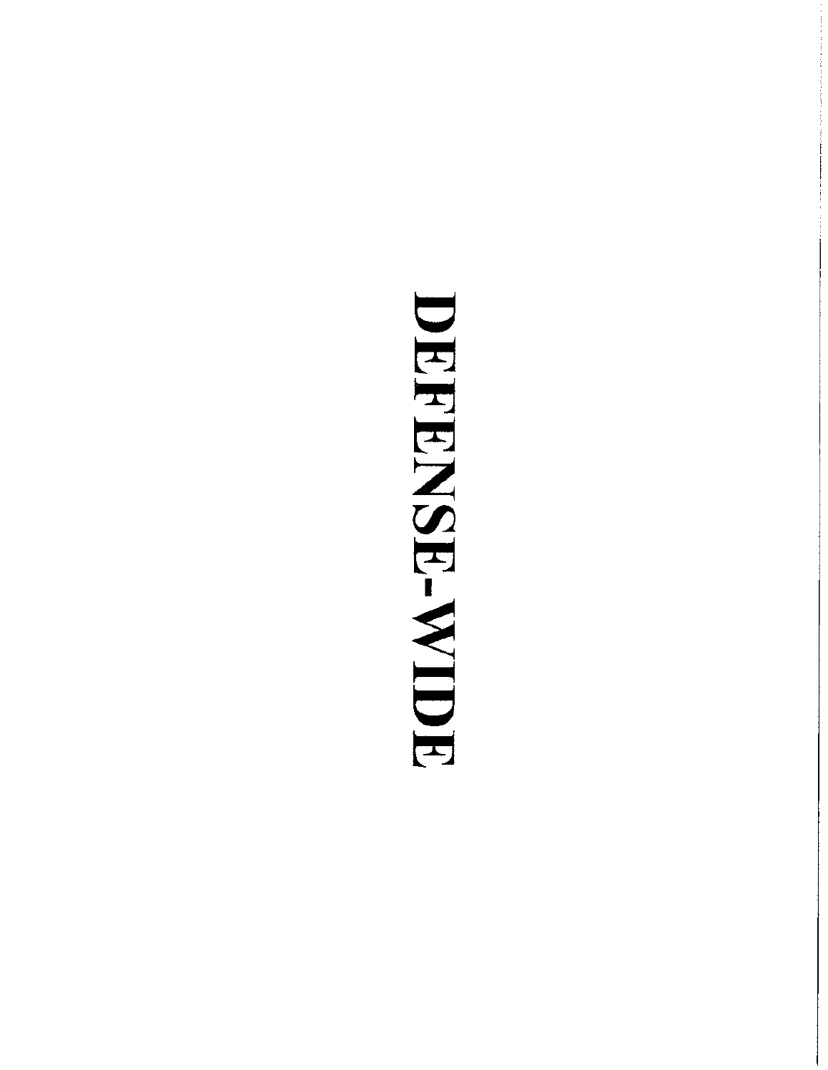# DEFENSE-WIDE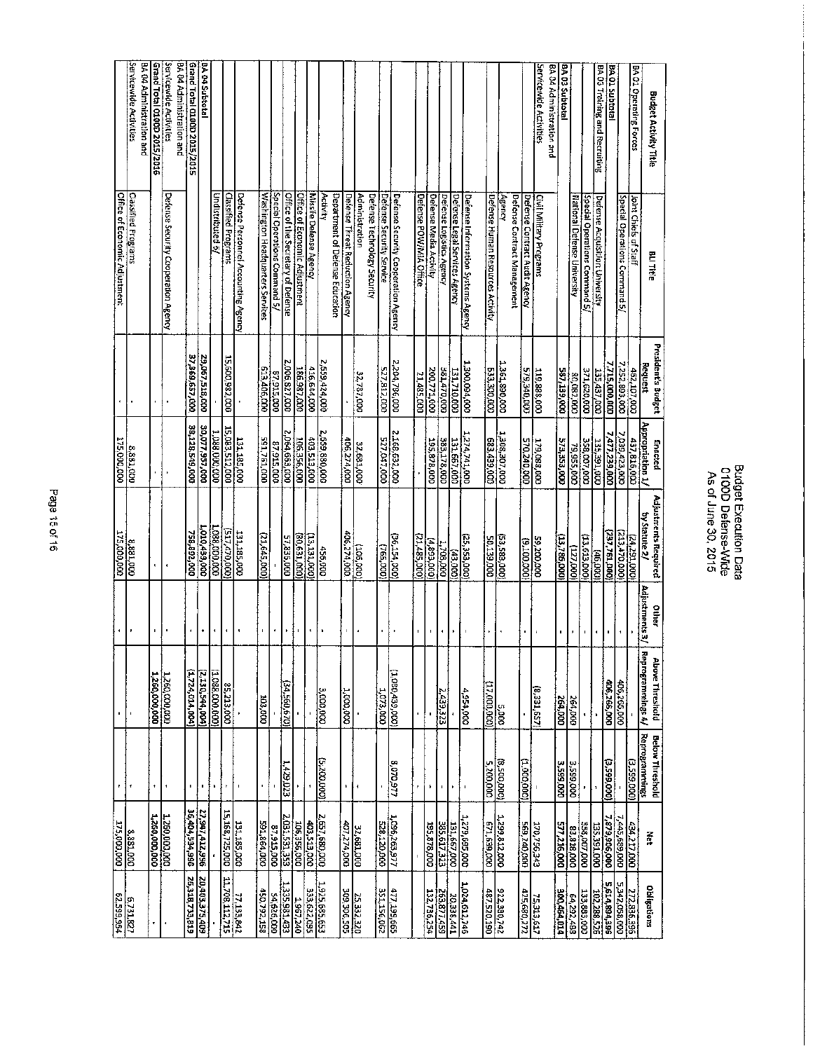# Budget Execution Data
## 0100D Defense-Wide
## As of June 30, 2015

| Budget Activity Title | BLI Title | President's Budget Request | Enacted Appropriation 1/ | Adjustments Required by Statute 2/ | Other Adjustments 3/ | Above Threshold Reprogrammings 4/ | Below Threshold Reprogrammings | Net | Obligations |
|---|---|---|---|---|---|---|---|---|---|
| BA 01 Operating Forces | Joint Chiefs of Staff | 462,107,000 | 437,816,000 | (24,291,000) | - | - | (3,599,000) | 434,217,000 | 272,836,596 |
| | Special Operations Command 5/ | 7,252,893,000 | 7,039,423,000 | (213,470,000) | - | 406,266,000 | - | 7,445,689,000 | 5,342,058,000 |
| BA 01 Subtotal | | 7,715,000,000 | 7,477,239,000 | (237,761,000) | - | 406,266,000 | (3,599,000) | 7,879,906,000 | 5,614,894,596 |
| BA 03 Training and Recruiting | Defense Acquisition University | 135,437,000 | 135,391,000 | (46,000) | - | - | - | 135,391,000 | 102,288,526 |
| | Special Operations Command 5/ | 371,620,000 | 358,007,000 | (13,613,000) | - | - | - | 358,007,000 | 133,883,000 |
| | National Defense University | 80,082,000 | 79,955,000 | (127,000) | - | 264,000 | 3,599,000 | 83,818,000 | 64,292,488 |
| BA 03 Subtotal | | 587,139,000 | 573,353,000 | (13,786,000) | - | 264,000 | 3,599,000 | 577,216,000 | 300,464,014 |
| BA 04 Administration and Servicewide Activities | Civil Military Programs | 119,888,000 | 179,088,000 | 59,200,000 | - | (8,331,657) | - | 170,756,343 | 75,313,617 |
| | Defense Contract Audit Agency | 579,340,000 | 570,240,000 | (9,100,000) | - | - | (1,000,000) | 569,240,000 | 415,680,772 |
| | Defense Contract Management Agency | 1,361,890,000 | 1,308,307,000 | (53,583,000) | - | 5,000 | (8,500,000) | 1,299,812,000 | 922,380,742 |
| | Defense Human Resources Activity | 633,300,000 | 683,439,000 | 50,139,000 | - | (17,000,000) | 5,200,000 | 671,639,000 | 487,520,190 |
| | Defense Information Systems Agency | 1,300,094,000 | 1,274,741,000 | (25,353,000) | - | 4,954,000 | - | 1,279,695,000 | 1,024,612,246 |
| | Defense Legal Services Agency | 131,710,000 | 131,667,000 | (43,000) | - | - | - | 131,667,000 | 30,338,441 |
| | Defense Logistics Agency | 381,470,000 | 383,178,000 | 1,708,000 | - | 2,439,323 | - | 385,617,323 | 263,877,459 |
| | Defense Media Activity | 200,771,000 | 195,878,000 | (4,893,000) | - | - | - | 195,878,000 | 132,736,254 |
| | Defense POW/MIA Office | 21,485,000 | - | (21,485,000) | - | - | - | - | - |
| | Defense Security Cooperation Agency | 2,204,786,000 | 2,168,632,000 | (36,154,000) | - | (1,080,439,000) | 8,070,977 | 1,096,263,977 | 477,199,665 |
| | Defense Security Service | 527,812,000 | 527,047,000 | (765,000) | - | 1,073,000 | - | 528,120,000 | 351,156,062 |
| | Defense Technology Security Administration | 32,787,000 | 32,681,000 | (106,000) | - | - | - | 32,681,000 | 25,332,320 |
| | Defense Threat Reduction Agency | - | 406,274,000 | 406,274,000 | - | 1,000,000 | - | 407,274,000 | 309,306,505 |
| | Department of Defense Education Activity | 2,559,424,000 | 2,559,880,000 | 456,000 | - | 3,000,000 | (5,200,000) | 2,557,680,000 | 1,925,695,653 |
| | Missile Defense Agency | 416,644,000 | 403,513,000 | (13,131,000) | - | - | - | 403,513,000 | 333,622,095 |
| | Office of Economic Adjustment | 186,987,000 | 106,356,000 | (80,631,000) | - | - | - | 106,356,000 | 1,967,240 |
| | Office of the Secretary of Defense | 2,006,827,000 | 2,064,663,000 | 57,836,000 | - | (34,560,670) | 1,429,023 | 2,031,531,353 | 1,335,981,483 |
| | Special Operations Command 5/ | 87,915,000 | 87,915,000 | - | - | - | - | 87,915,000 | 54,616,000 |
| | Washington Headquarters Services | 613,406,000 | 591,761,000 | (21,645,000) | - | 103,000 | - | 591,864,000 | 450,792,858 |
| | Defense Personnel Accounting Agency | - | 131,185,000 | 131,185,000 | - | - | - | 131,185,000 | 77,133,842 |
| | Classified Programs | 15,600,982,000 | 15,083,512,000 | (517,470,000) | - | 85,213,000 | - | 15,168,725,000 | 11,708,112,715 |
| | Undistributed 6/ | - | 1,088,000,000 | 1,088,000,000 | - | (1,088,000,000) | - | - | - |
| BA 04 Subtotal | | 29,067,518,000 | 30,077,937,000 | 1,010,419,000 | - | (2,130,544,004) | - | 27,947,412,996 | 20,403,375,409 |
| Grand Total 0100D 2015/2015 | | 37,369,657,000 | 38,128,549,000 | 758,892,000 | - | (1,724,014,004) | - | 36,404,534,996 | 26,318,733,819 |
| BA 04 Administration and Servicewide Activities | Defense Security Cooperation Agency | - | - | - | - | 1,260,000,000 | - | 1,260,000,000 | - |
| Grand Total 0100D 2015/2016 | | - | - | - | - | 1,260,000,000 | - | 1,260,000,000 | - |
| BA 04 Administration and Servicewide Activities | Classified Programs | - | 8,881,000 | 8,881,000 | - | - | - | 8,881,000 | 6,731,827 |
| | Office of Economic Adjustment | - | 175,000,000 | 175,000,000 | - | - | - | 175,000,000 | 62,599,954 |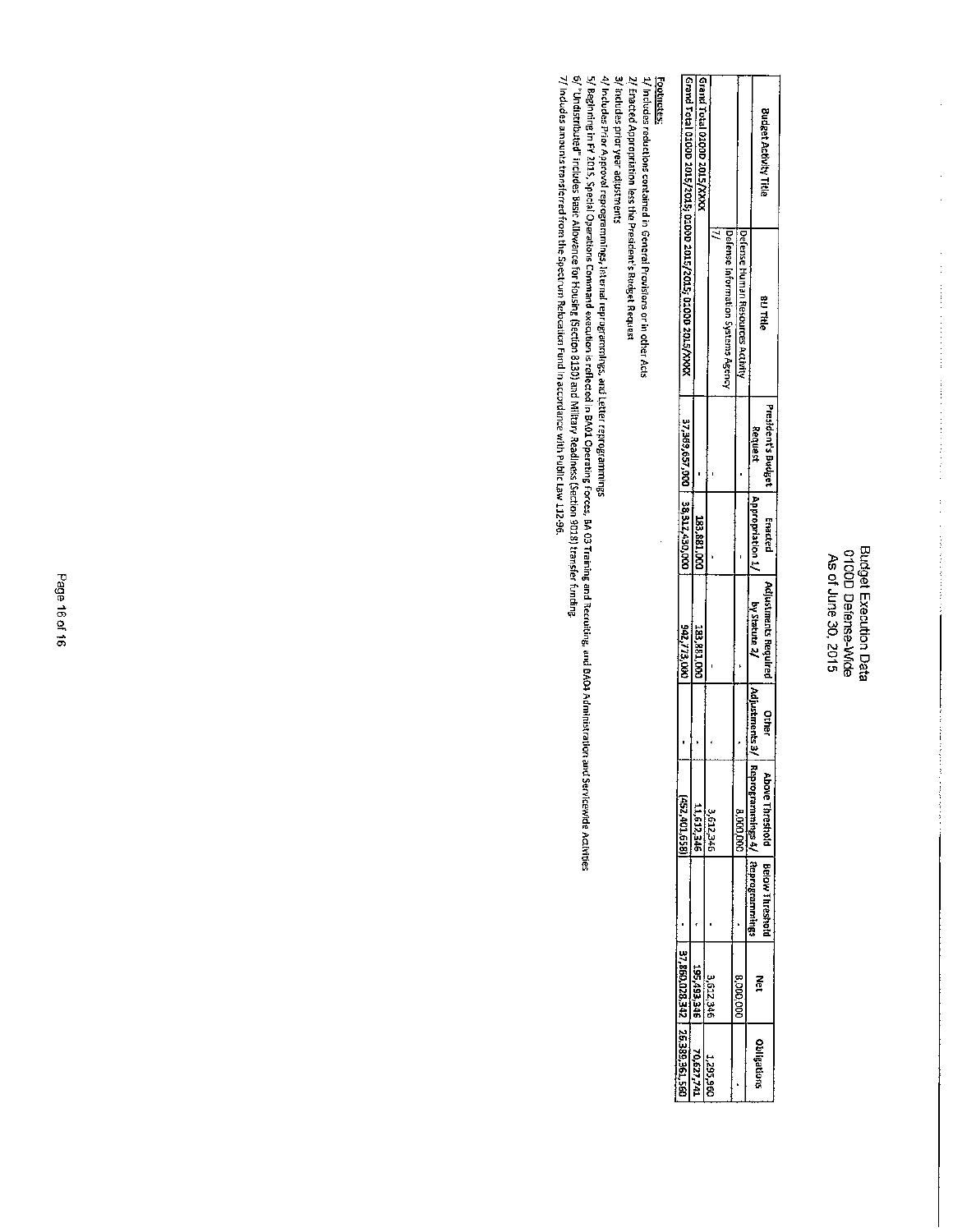# Budget Execution Data
## 0100D Defense-Wide
### As of June 30, 2015

| Budget Activity Title | BLI Title | President's Budget Request | Enacted Appropriation 1/ | Adjustments Required by Statute 2/ | Other Adjustments 3/ | Above Threshold Reprogrammings 4/ | Below Threshold Reprogrammings | Net | Obligations |
|---|---|---|---|---|---|---|---|---|---|
| | Defense Human Resources Activity | - | - | - | - | 8,000,000 | - | 8,000,000 | - |
| | Defense Information Systems Agency 7/ | - | - | - | - | 3,612,346 | - | 3,612,346 | 1,295,960 |
| Grand Total 0100D 2015/XXXX | | - | 183,881,000 | 183,881,000 | - | 11,612,346 | - | 195,493,346 | 70,627,741 |
| Grand Total 0100D 2015/2015; 0100D 2015/2016; 0100D 2015/XXXX | | 37,369,657,000 | 38,312,430,000 | 942,773,000 | - | (452,401,658) | - | 37,860,028,342 | 26,389,361,560 |

**Footnotes:**

1/ Includes reductions contained in General Provisions or in other Acts

2/ Enacted Appropriation less the President's Budget Request

3/ Includes prior year adjustments

4/ Includes Prior Approval reprogrammings, internal reprogrammings, and Letter reprogrammings

5/ Beginning in FY 2015, Special Operations Command execution is reflected in BA01 Operating Forces, BA 03 Training and Recruiting, and BA04 Administration and Servicewide Activities

6/ "Undistributed" includes Basic Allowance for Housing (Section 8130) and Military Readiness (Section 9018) transfer funding

7/ Includes amounts transferred from the Spectrum Relocation Fund in accordance with Public Law 112-96.